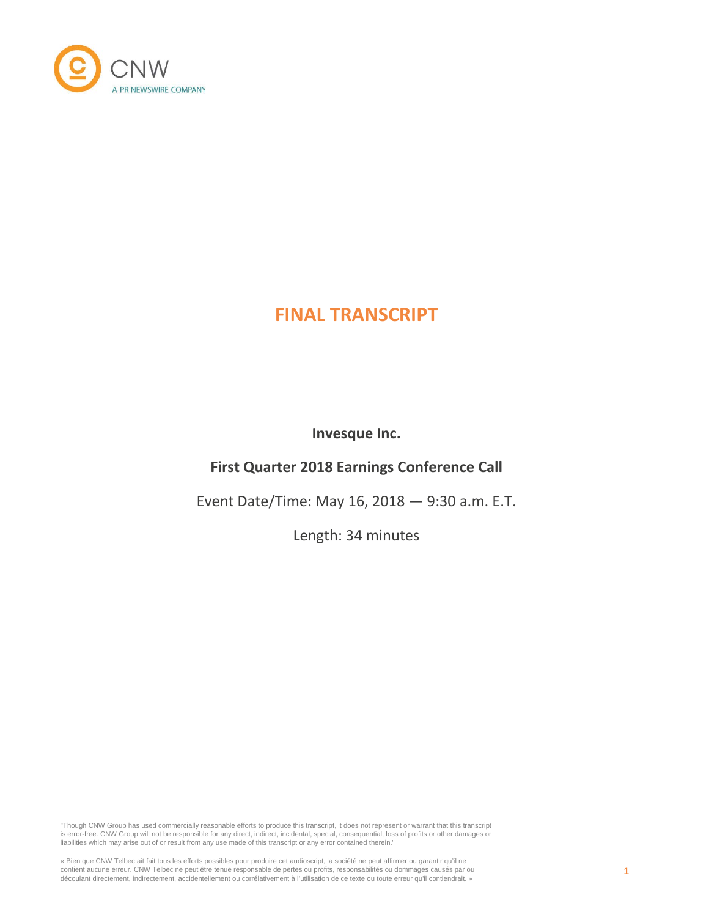CNW

A PR NEWSWIRE COMPANY

# FINAL TRANSCRIPT

**Invesque Inc.**

**First Quarter 2018 Earnings Conference Call**

Event Date/Time: May 16, 2018 — 9:30 a.m. E.T.

Length: 34 minutes

"Though CNW Group has used commercially reasonable efforts to produce this transcript, it does not represent or warrant that this transcript is error-free. CNW Group will not be responsible for any direct, indirect, incidental, special, consequential, loss of profits or other damages or liabilities which may arise out of or result from any use made of this transcript or any error contained therein."

« Bien que CNW Telbec ait fait tous les efforts possibles pour produire cet audioscript, la société ne peut affirmer ou garantir qu'il ne contient aucune erreur. CNW Telbec ne peut être tenue responsable de pertes ou profits, responsabilités ou dommages causés par ou découlant directement, indirectement, accidentellement ou corrélativement à l'utilisation de ce texte ou toute erreur qu'il contiendrait. »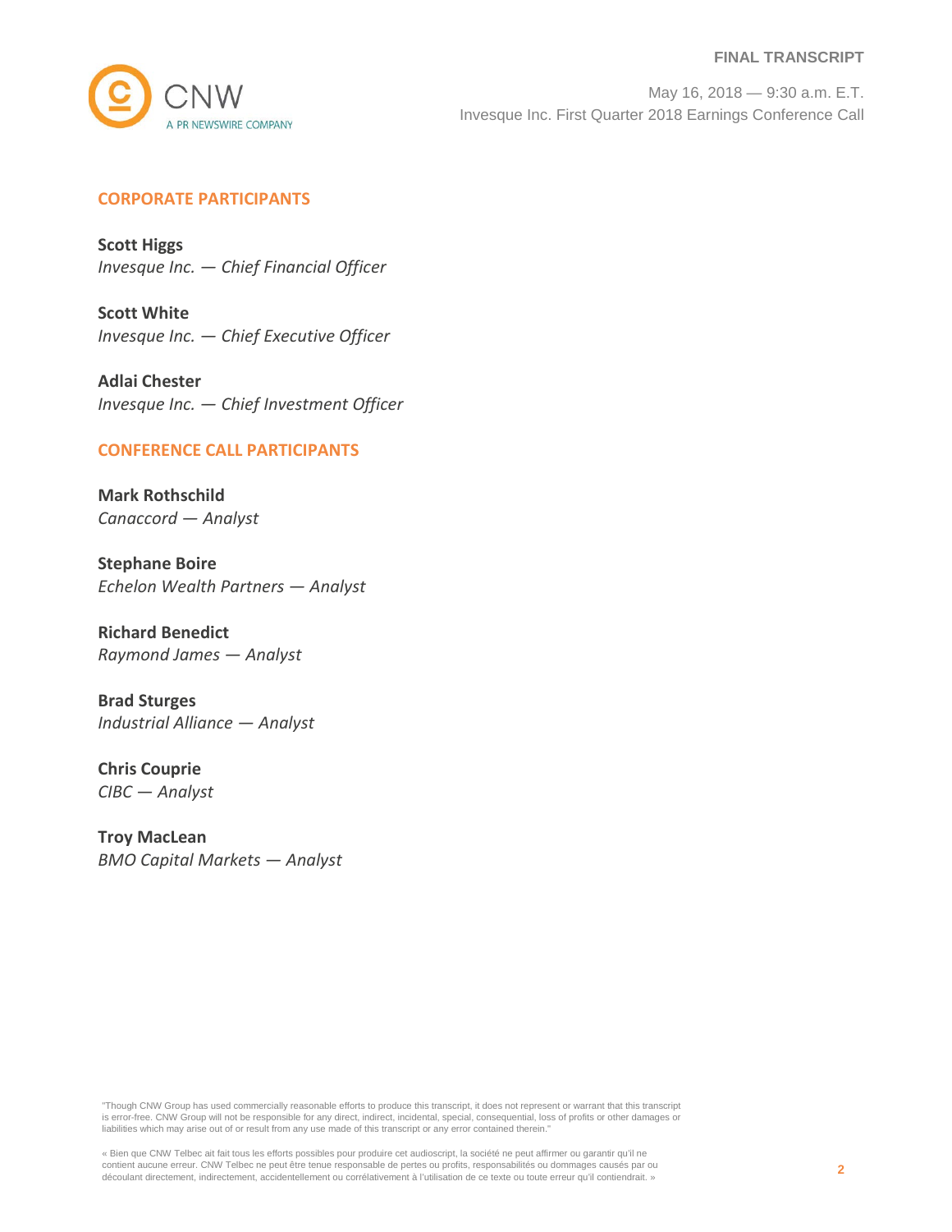## CORPORATE PARTICIPANTS

**Scott Higgs**
*Invesque Inc. — Chief Financial Officer*

**Scott White**
*Invesque Inc. — Chief Executive Officer*

**Adlai Chester**
*Invesque Inc. — Chief Investment Officer*

## CONFERENCE CALL PARTICIPANTS

**Mark Rothschild**
*Canaccord — Analyst*

**Stephane Boire**
*Echelon Wealth Partners — Analyst*

**Richard Benedict**
*Raymond James — Analyst*

**Brad Sturges**
*Industrial Alliance — Analyst*

**Chris Couprie**
*CIBC — Analyst*

**Troy MacLean**
*BMO Capital Markets — Analyst*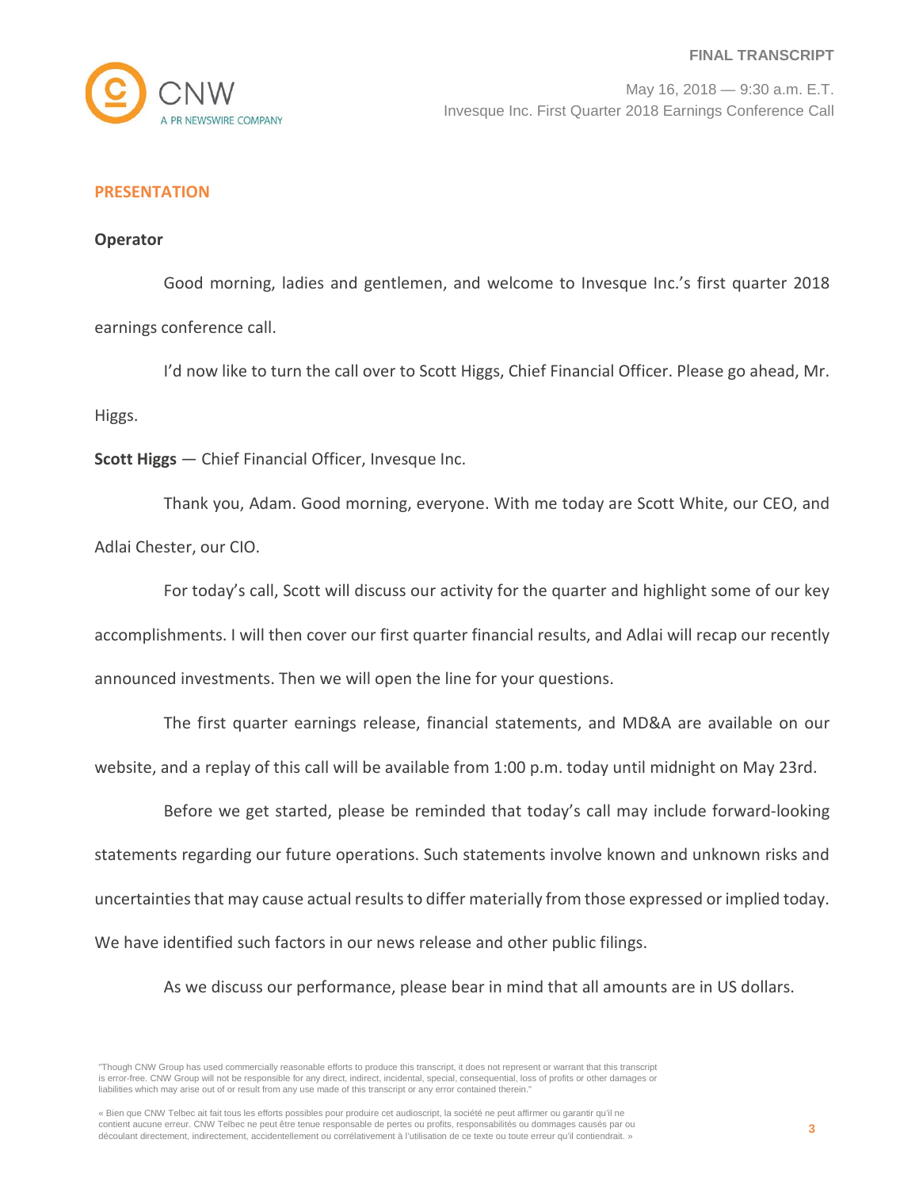## PRESENTATION

**Operator**

Good morning, ladies and gentlemen, and welcome to Invesque Inc.'s first quarter 2018 earnings conference call.

I'd now like to turn the call over to Scott Higgs, Chief Financial Officer. Please go ahead, Mr. Higgs.

**Scott Higgs** — Chief Financial Officer, Invesque Inc.

Thank you, Adam. Good morning, everyone. With me today are Scott White, our CEO, and Adlai Chester, our CIO.

For today's call, Scott will discuss our activity for the quarter and highlight some of our key accomplishments. I will then cover our first quarter financial results, and Adlai will recap our recently announced investments. Then we will open the line for your questions.

The first quarter earnings release, financial statements, and MD&A are available on our website, and a replay of this call will be available from 1:00 p.m. today until midnight on May 23rd.

Before we get started, please be reminded that today's call may include forward-looking statements regarding our future operations. Such statements involve known and unknown risks and uncertainties that may cause actual results to differ materially from those expressed or implied today. We have identified such factors in our news release and other public filings.

As we discuss our performance, please bear in mind that all amounts are in US dollars.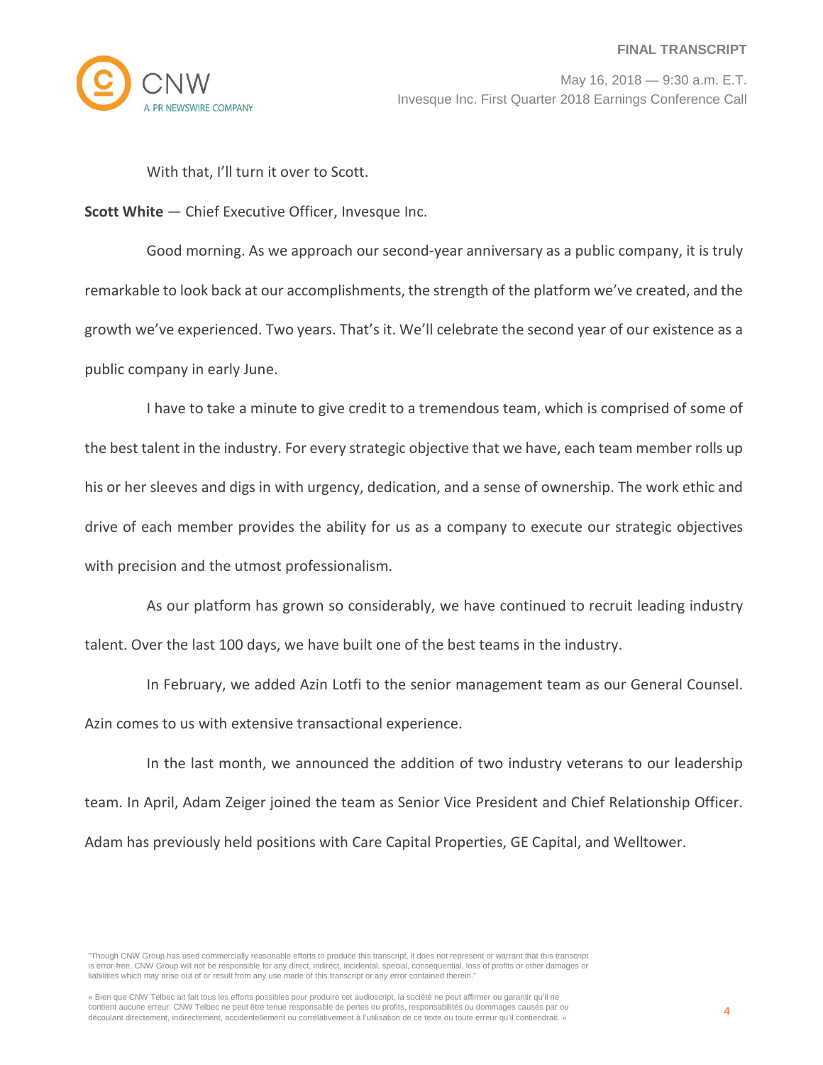With that, I'll turn it over to Scott.

**Scott White** — Chief Executive Officer, Invesque Inc.

Good morning. As we approach our second-year anniversary as a public company, it is truly remarkable to look back at our accomplishments, the strength of the platform we've created, and the growth we've experienced. Two years. That's it. We'll celebrate the second year of our existence as a public company in early June.

I have to take a minute to give credit to a tremendous team, which is comprised of some of the best talent in the industry. For every strategic objective that we have, each team member rolls up his or her sleeves and digs in with urgency, dedication, and a sense of ownership. The work ethic and drive of each member provides the ability for us as a company to execute our strategic objectives with precision and the utmost professionalism.

As our platform has grown so considerably, we have continued to recruit leading industry talent. Over the last 100 days, we have built one of the best teams in the industry.

In February, we added Azin Lotfi to the senior management team as our General Counsel. Azin comes to us with extensive transactional experience.

In the last month, we announced the addition of two industry veterans to our leadership team. In April, Adam Zeiger joined the team as Senior Vice President and Chief Relationship Officer. Adam has previously held positions with Care Capital Properties, GE Capital, and Welltower.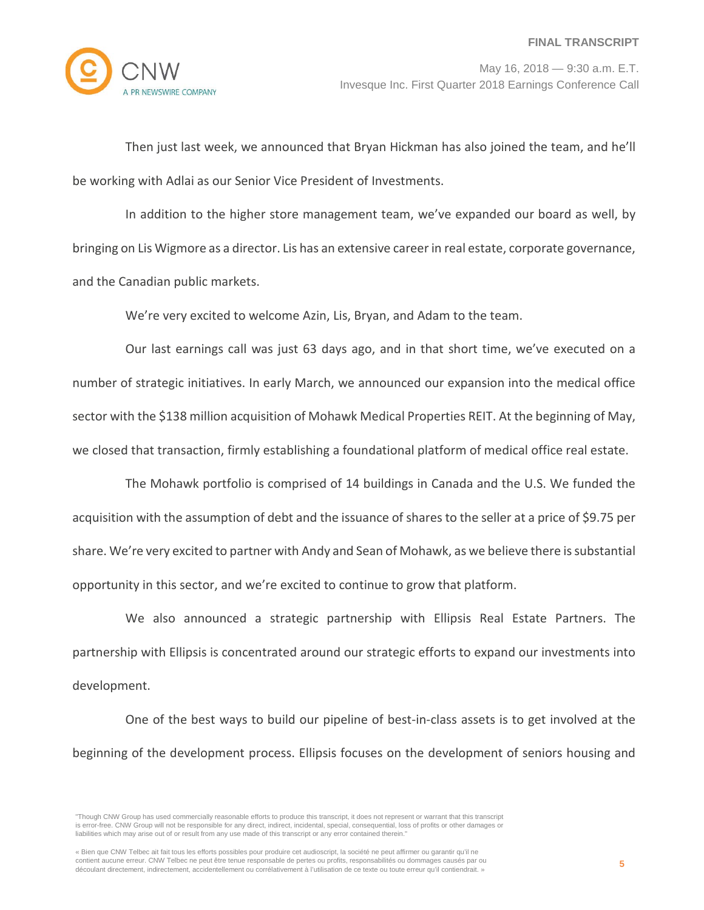Then just last week, we announced that Bryan Hickman has also joined the team, and he'll be working with Adlai as our Senior Vice President of Investments.

In addition to the higher store management team, we've expanded our board as well, by bringing on Lis Wigmore as a director. Lis has an extensive career in real estate, corporate governance, and the Canadian public markets.

We're very excited to welcome Azin, Lis, Bryan, and Adam to the team.

Our last earnings call was just 63 days ago, and in that short time, we've executed on a number of strategic initiatives. In early March, we announced our expansion into the medical office sector with the $138 million acquisition of Mohawk Medical Properties REIT. At the beginning of May, we closed that transaction, firmly establishing a foundational platform of medical office real estate.

The Mohawk portfolio is comprised of 14 buildings in Canada and the U.S. We funded the acquisition with the assumption of debt and the issuance of shares to the seller at a price of $9.75 per share. We're very excited to partner with Andy and Sean of Mohawk, as we believe there is substantial opportunity in this sector, and we're excited to continue to grow that platform.

We also announced a strategic partnership with Ellipsis Real Estate Partners. The partnership with Ellipsis is concentrated around our strategic efforts to expand our investments into development.

One of the best ways to build our pipeline of best-in-class assets is to get involved at the beginning of the development process. Ellipsis focuses on the development of seniors housing and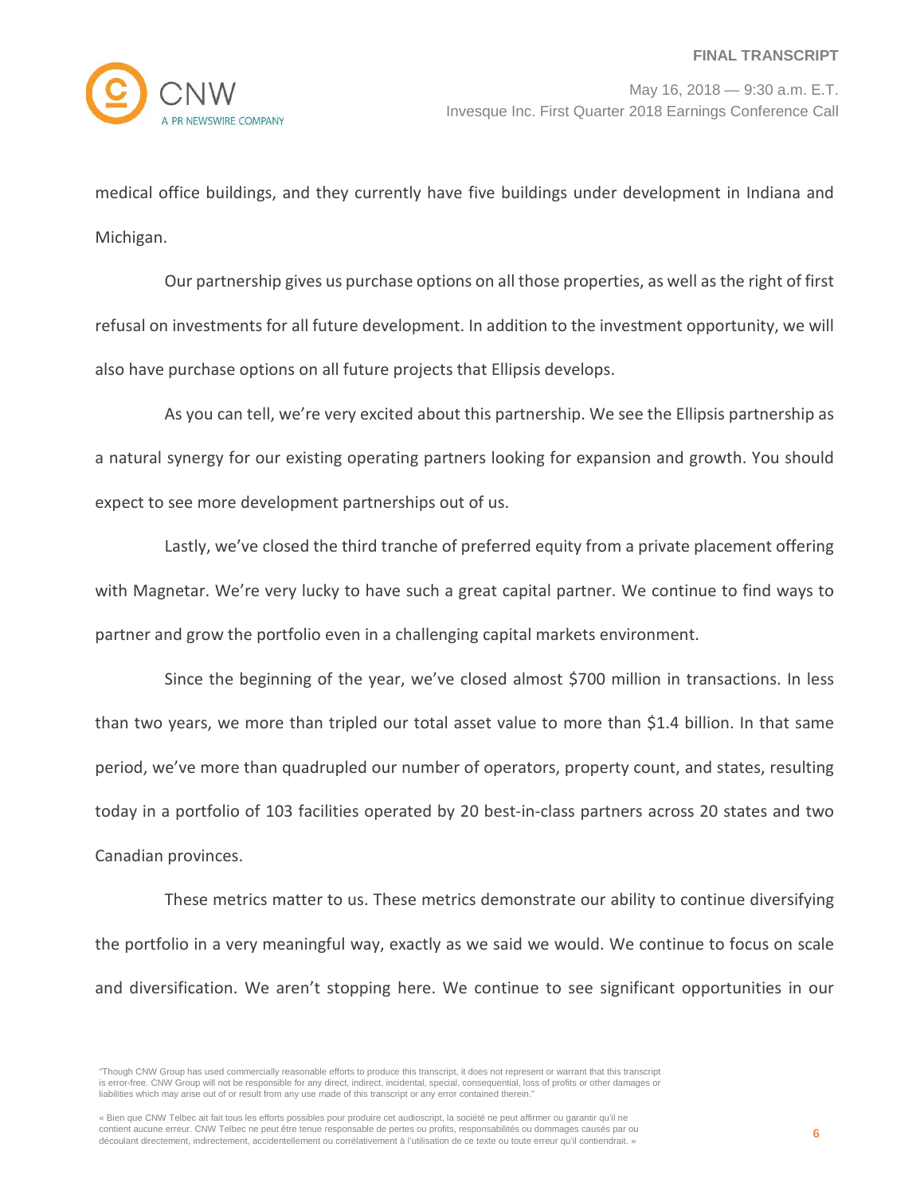medical office buildings, and they currently have five buildings under development in Indiana and Michigan.

Our partnership gives us purchase options on all those properties, as well as the right of first refusal on investments for all future development. In addition to the investment opportunity, we will also have purchase options on all future projects that Ellipsis develops.

As you can tell, we're very excited about this partnership. We see the Ellipsis partnership as a natural synergy for our existing operating partners looking for expansion and growth. You should expect to see more development partnerships out of us.

Lastly, we've closed the third tranche of preferred equity from a private placement offering with Magnetar. We're very lucky to have such a great capital partner. We continue to find ways to partner and grow the portfolio even in a challenging capital markets environment.

Since the beginning of the year, we've closed almost $700 million in transactions. In less than two years, we more than tripled our total asset value to more than $1.4 billion. In that same period, we've more than quadrupled our number of operators, property count, and states, resulting today in a portfolio of 103 facilities operated by 20 best-in-class partners across 20 states and two Canadian provinces.

These metrics matter to us. These metrics demonstrate our ability to continue diversifying the portfolio in a very meaningful way, exactly as we said we would. We continue to focus on scale and diversification. We aren't stopping here. We continue to see significant opportunities in our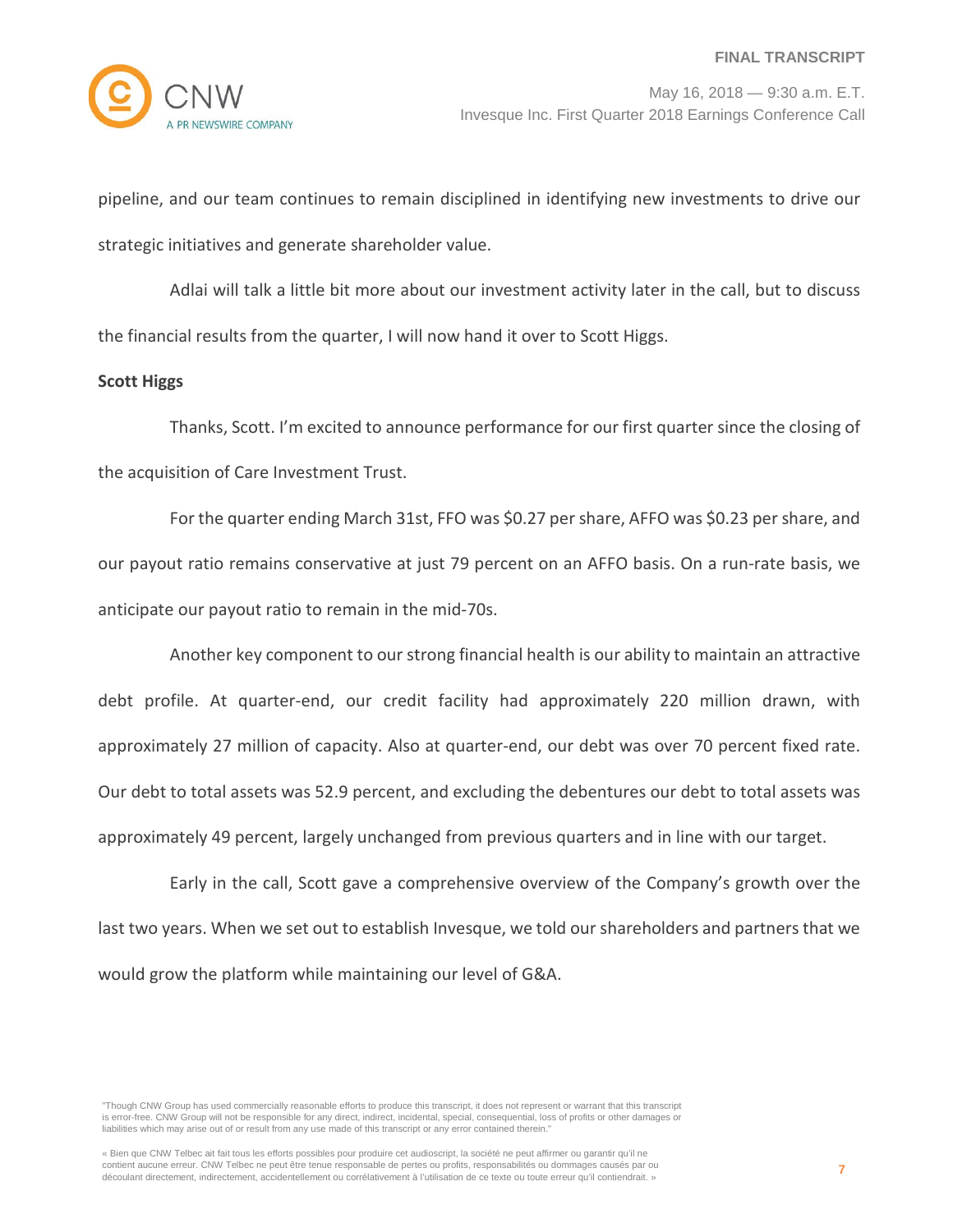pipeline, and our team continues to remain disciplined in identifying new investments to drive our strategic initiatives and generate shareholder value.

Adlai will talk a little bit more about our investment activity later in the call, but to discuss the financial results from the quarter, I will now hand it over to Scott Higgs.

**Scott Higgs**

Thanks, Scott. I'm excited to announce performance for our first quarter since the closing of the acquisition of Care Investment Trust.

For the quarter ending March 31st, FFO was $0.27 per share, AFFO was $0.23 per share, and our payout ratio remains conservative at just 79 percent on an AFFO basis. On a run-rate basis, we anticipate our payout ratio to remain in the mid-70s.

Another key component to our strong financial health is our ability to maintain an attractive debt profile. At quarter-end, our credit facility had approximately 220 million drawn, with approximately 27 million of capacity. Also at quarter-end, our debt was over 70 percent fixed rate. Our debt to total assets was 52.9 percent, and excluding the debentures our debt to total assets was approximately 49 percent, largely unchanged from previous quarters and in line with our target.

Early in the call, Scott gave a comprehensive overview of the Company's growth over the last two years. When we set out to establish Invesque, we told our shareholders and partners that we would grow the platform while maintaining our level of G&A.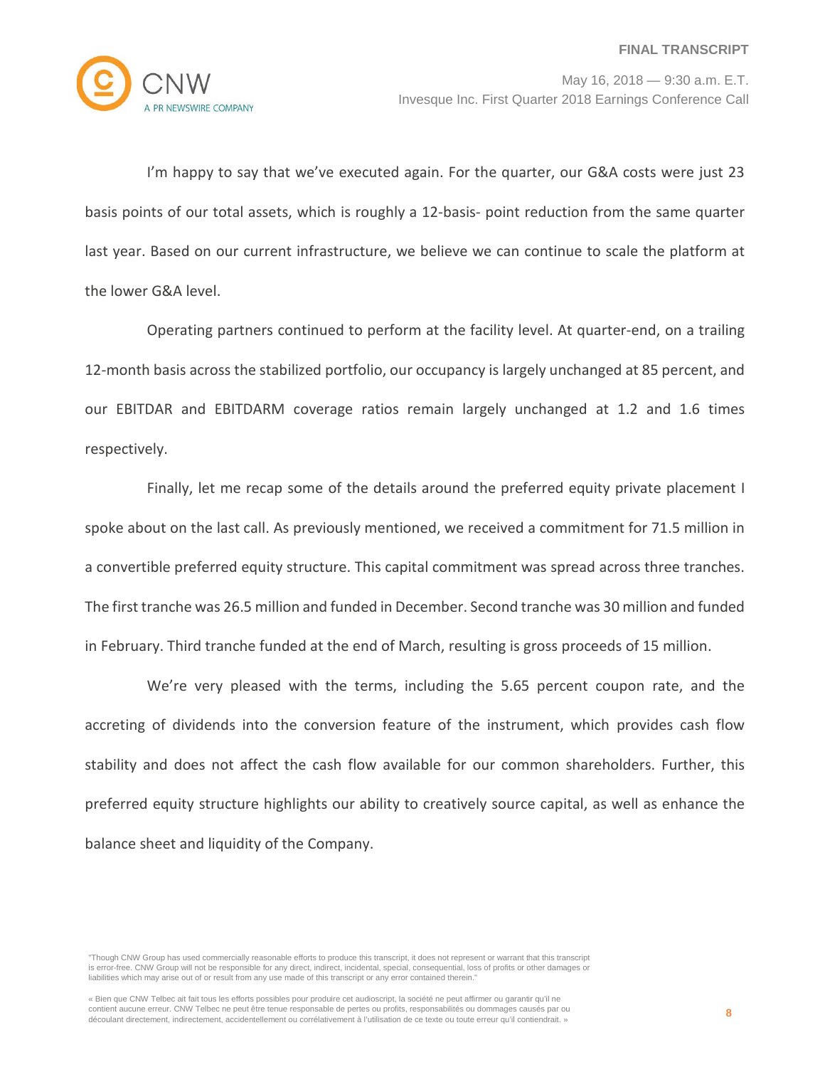I'm happy to say that we've executed again. For the quarter, our G&A costs were just 23 basis points of our total assets, which is roughly a 12-basis- point reduction from the same quarter last year. Based on our current infrastructure, we believe we can continue to scale the platform at the lower G&A level.

Operating partners continued to perform at the facility level. At quarter-end, on a trailing 12-month basis across the stabilized portfolio, our occupancy is largely unchanged at 85 percent, and our EBITDAR and EBITDARM coverage ratios remain largely unchanged at 1.2 and 1.6 times respectively.

Finally, let me recap some of the details around the preferred equity private placement I spoke about on the last call. As previously mentioned, we received a commitment for 71.5 million in a convertible preferred equity structure. This capital commitment was spread across three tranches. The first tranche was 26.5 million and funded in December. Second tranche was 30 million and funded in February. Third tranche funded at the end of March, resulting is gross proceeds of 15 million.

We're very pleased with the terms, including the 5.65 percent coupon rate, and the accreting of dividends into the conversion feature of the instrument, which provides cash flow stability and does not affect the cash flow available for our common shareholders. Further, this preferred equity structure highlights our ability to creatively source capital, as well as enhance the balance sheet and liquidity of the Company.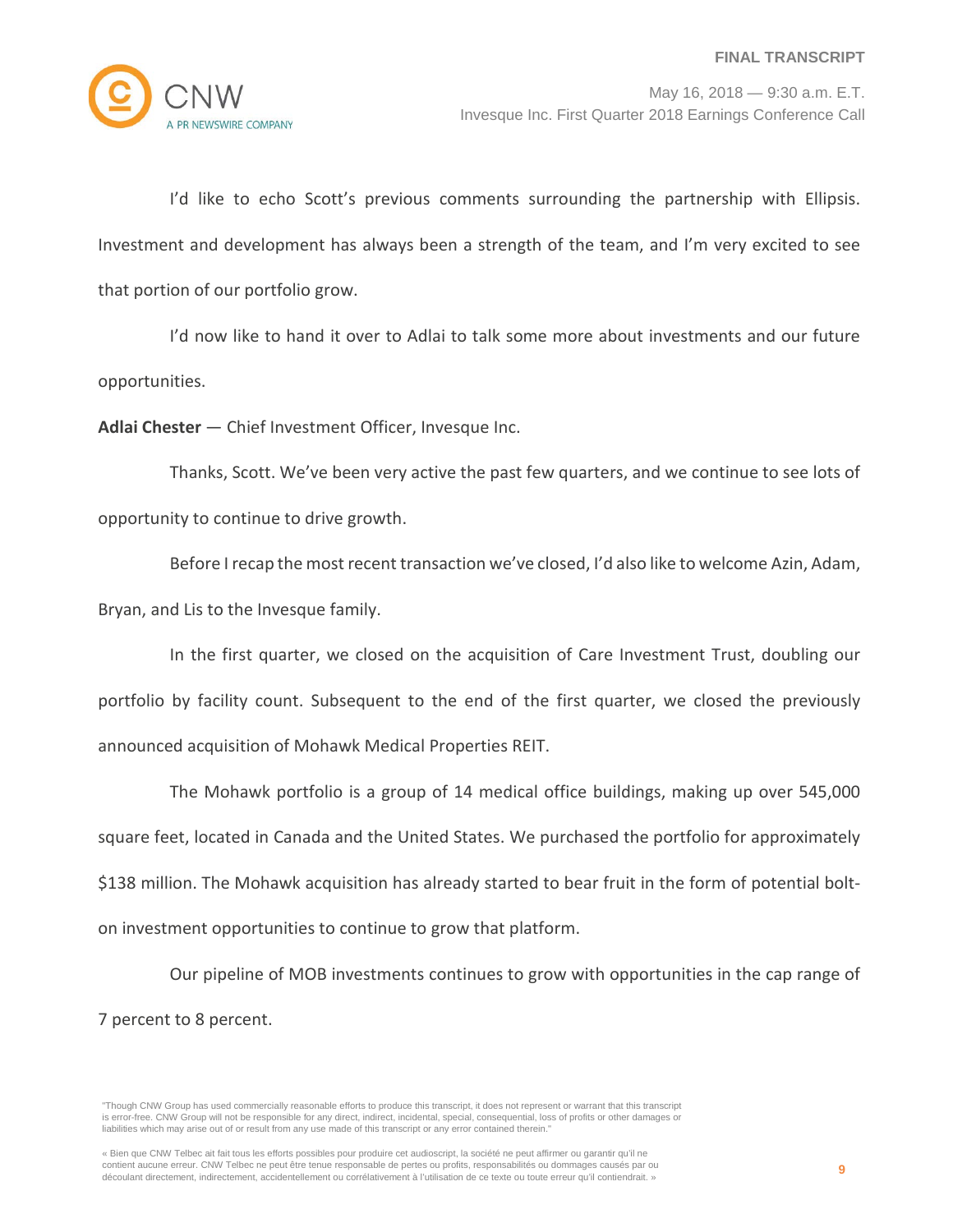I'd like to echo Scott's previous comments surrounding the partnership with Ellipsis. Investment and development has always been a strength of the team, and I'm very excited to see that portion of our portfolio grow.

I'd now like to hand it over to Adlai to talk some more about investments and our future opportunities.

**Adlai Chester** — Chief Investment Officer, Invesque Inc.

Thanks, Scott. We've been very active the past few quarters, and we continue to see lots of opportunity to continue to drive growth.

Before I recap the most recent transaction we've closed, I'd also like to welcome Azin, Adam, Bryan, and Lis to the Invesque family.

In the first quarter, we closed on the acquisition of Care Investment Trust, doubling our portfolio by facility count. Subsequent to the end of the first quarter, we closed the previously announced acquisition of Mohawk Medical Properties REIT.

The Mohawk portfolio is a group of 14 medical office buildings, making up over 545,000 square feet, located in Canada and the United States. We purchased the portfolio for approximately $138 million. The Mohawk acquisition has already started to bear fruit in the form of potential bolt-on investment opportunities to continue to grow that platform.

Our pipeline of MOB investments continues to grow with opportunities in the cap range of 7 percent to 8 percent.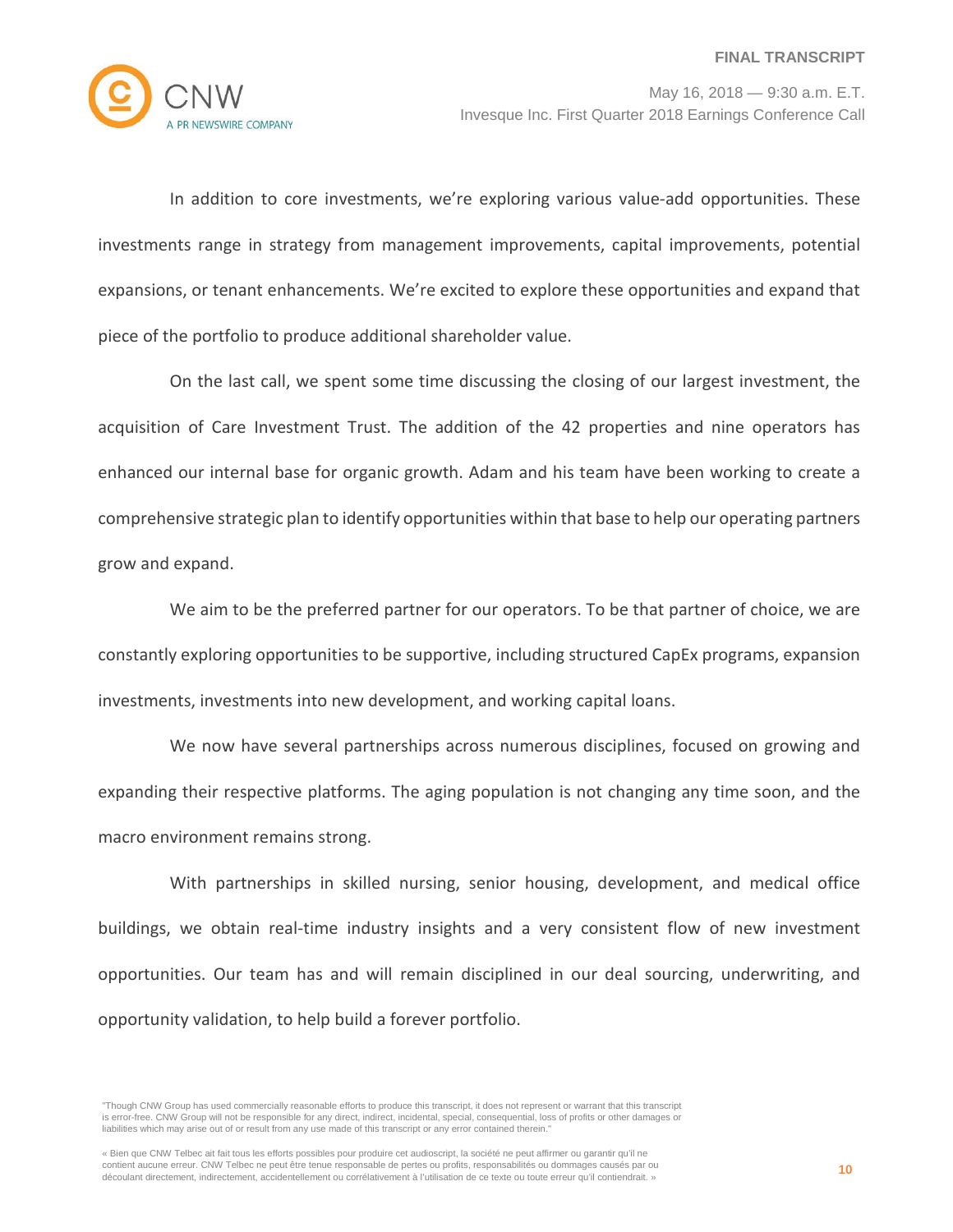In addition to core investments, we're exploring various value-add opportunities. These investments range in strategy from management improvements, capital improvements, potential expansions, or tenant enhancements. We're excited to explore these opportunities and expand that piece of the portfolio to produce additional shareholder value.

On the last call, we spent some time discussing the closing of our largest investment, the acquisition of Care Investment Trust. The addition of the 42 properties and nine operators has enhanced our internal base for organic growth. Adam and his team have been working to create a comprehensive strategic plan to identify opportunities within that base to help our operating partners grow and expand.

We aim to be the preferred partner for our operators. To be that partner of choice, we are constantly exploring opportunities to be supportive, including structured CapEx programs, expansion investments, investments into new development, and working capital loans.

We now have several partnerships across numerous disciplines, focused on growing and expanding their respective platforms. The aging population is not changing any time soon, and the macro environment remains strong.

With partnerships in skilled nursing, senior housing, development, and medical office buildings, we obtain real-time industry insights and a very consistent flow of new investment opportunities. Our team has and will remain disciplined in our deal sourcing, underwriting, and opportunity validation, to help build a forever portfolio.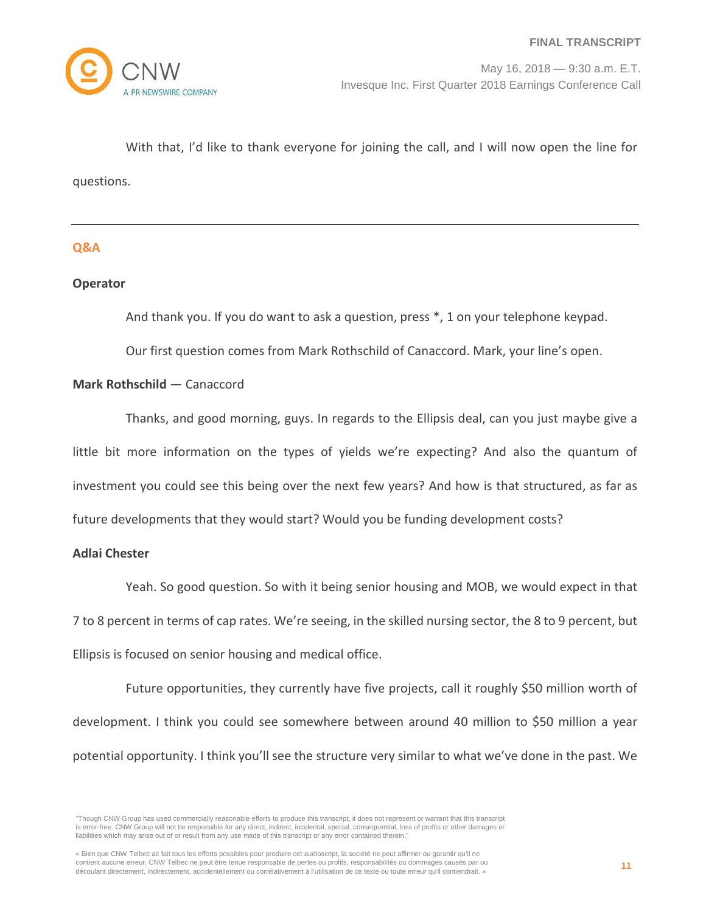With that, I'd like to thank everyone for joining the call, and I will now open the line for questions.

---

## Q&A

**Operator**

And thank you. If you do want to ask a question, press *, 1 on your telephone keypad.

Our first question comes from Mark Rothschild of Canaccord. Mark, your line's open.

**Mark Rothschild** — Canaccord

Thanks, and good morning, guys. In regards to the Ellipsis deal, can you just maybe give a little bit more information on the types of yields we're expecting? And also the quantum of investment you could see this being over the next few years? And how is that structured, as far as future developments that they would start? Would you be funding development costs?

**Adlai Chester**

Yeah. So good question. So with it being senior housing and MOB, we would expect in that 7 to 8 percent in terms of cap rates. We're seeing, in the skilled nursing sector, the 8 to 9 percent, but Ellipsis is focused on senior housing and medical office.

Future opportunities, they currently have five projects, call it roughly $50 million worth of development. I think you could see somewhere between around 40 million to $50 million a year potential opportunity. I think you'll see the structure very similar to what we've done in the past. We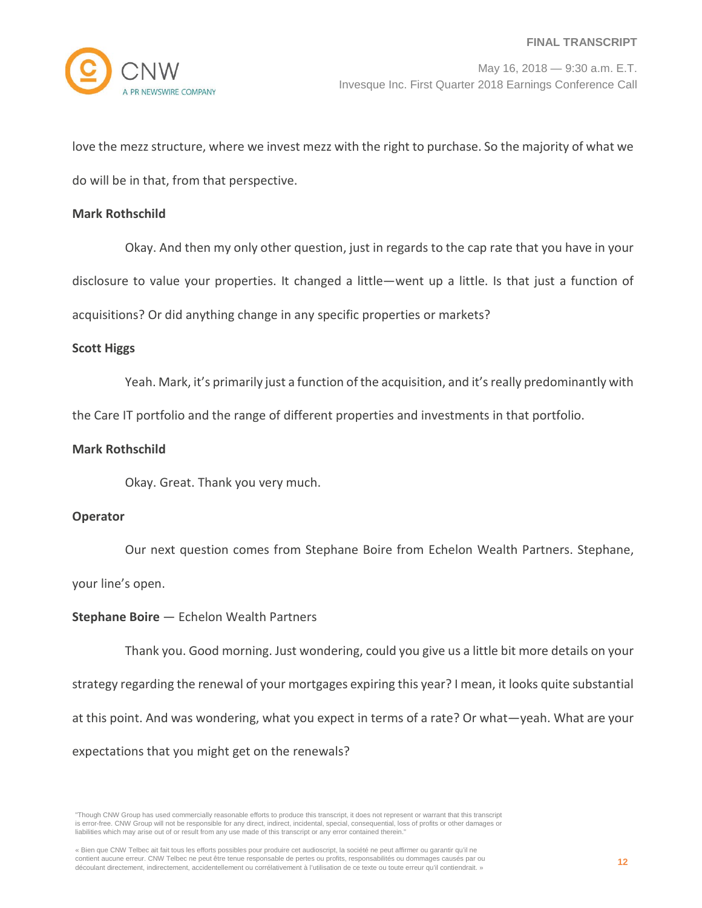love the mezz structure, where we invest mezz with the right to purchase. So the majority of what we do will be in that, from that perspective.

**Mark Rothschild**

Okay. And then my only other question, just in regards to the cap rate that you have in your disclosure to value your properties. It changed a little—went up a little. Is that just a function of acquisitions? Or did anything change in any specific properties or markets?

**Scott Higgs**

Yeah. Mark, it's primarily just a function of the acquisition, and it's really predominantly with the Care IT portfolio and the range of different properties and investments in that portfolio.

**Mark Rothschild**

Okay. Great. Thank you very much.

**Operator**

Our next question comes from Stephane Boire from Echelon Wealth Partners. Stephane, your line's open.

**Stephane Boire** — Echelon Wealth Partners

Thank you. Good morning. Just wondering, could you give us a little bit more details on your strategy regarding the renewal of your mortgages expiring this year? I mean, it looks quite substantial at this point. And was wondering, what you expect in terms of a rate? Or what—yeah. What are your expectations that you might get on the renewals?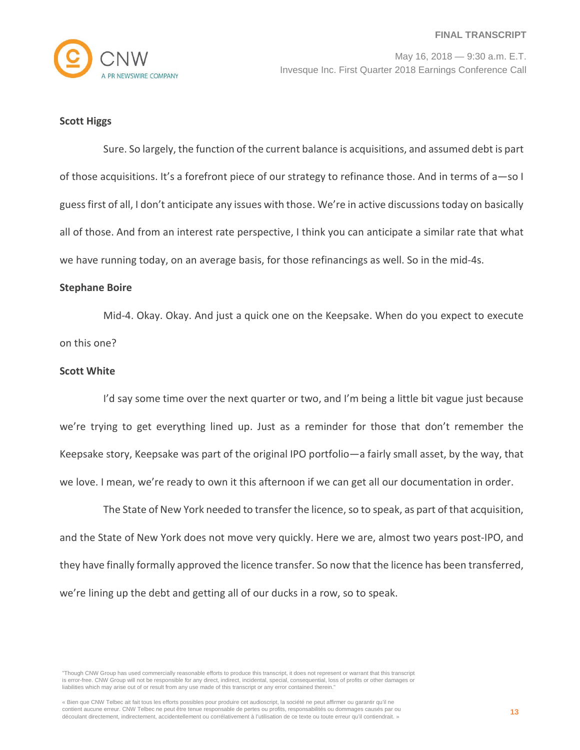**Scott Higgs**

Sure. So largely, the function of the current balance is acquisitions, and assumed debt is part of those acquisitions. It's a forefront piece of our strategy to refinance those. And in terms of a—so I guess first of all, I don't anticipate any issues with those. We're in active discussions today on basically all of those. And from an interest rate perspective, I think you can anticipate a similar rate that what we have running today, on an average basis, for those refinancings as well. So in the mid-4s.

**Stephane Boire**

Mid-4. Okay. Okay. And just a quick one on the Keepsake. When do you expect to execute on this one?

**Scott White**

I'd say some time over the next quarter or two, and I'm being a little bit vague just because we're trying to get everything lined up. Just as a reminder for those that don't remember the Keepsake story, Keepsake was part of the original IPO portfolio—a fairly small asset, by the way, that we love. I mean, we're ready to own it this afternoon if we can get all our documentation in order.

The State of New York needed to transfer the licence, so to speak, as part of that acquisition, and the State of New York does not move very quickly. Here we are, almost two years post-IPO, and they have finally formally approved the licence transfer. So now that the licence has been transferred, we're lining up the debt and getting all of our ducks in a row, so to speak.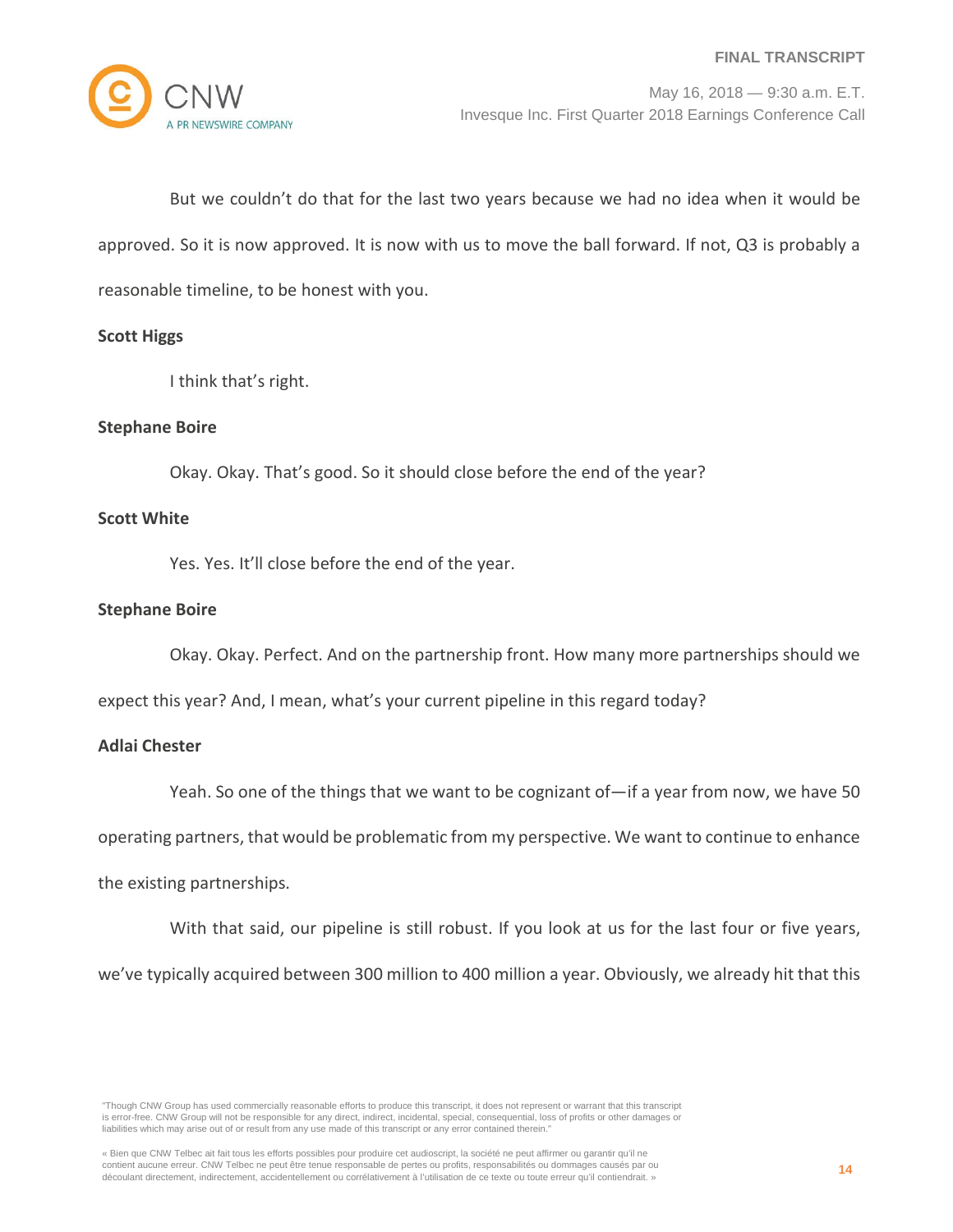But we couldn't do that for the last two years because we had no idea when it would be approved. So it is now approved. It is now with us to move the ball forward. If not, Q3 is probably a reasonable timeline, to be honest with you.

**Scott Higgs**

I think that's right.

**Stephane Boire**

Okay. Okay. That's good. So it should close before the end of the year?

**Scott White**

Yes. Yes. It'll close before the end of the year.

**Stephane Boire**

Okay. Okay. Perfect. And on the partnership front. How many more partnerships should we expect this year? And, I mean, what's your current pipeline in this regard today?

**Adlai Chester**

Yeah. So one of the things that we want to be cognizant of—if a year from now, we have 50 operating partners, that would be problematic from my perspective. We want to continue to enhance the existing partnerships.

With that said, our pipeline is still robust. If you look at us for the last four or five years, we've typically acquired between 300 million to 400 million a year. Obviously, we already hit that this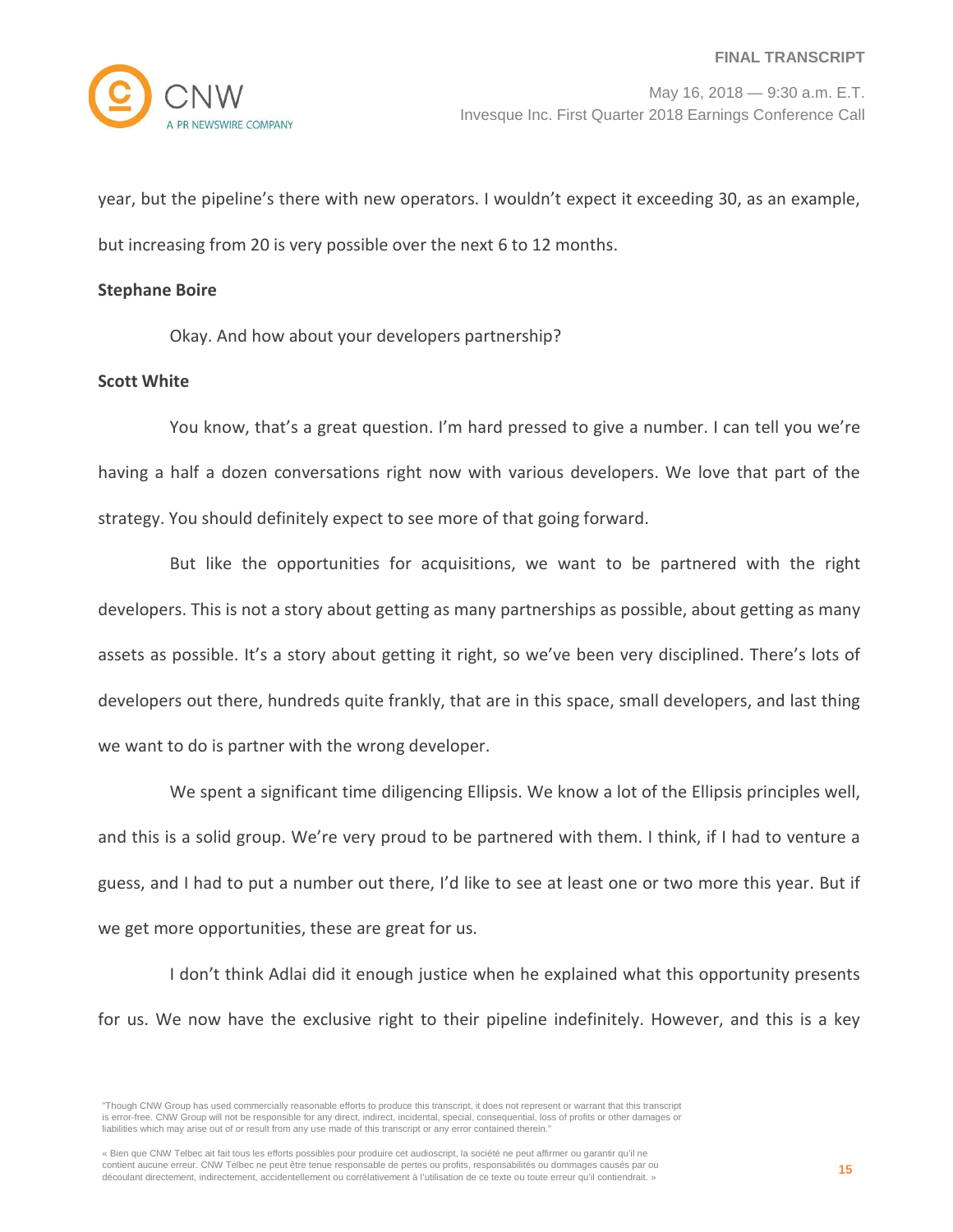year, but the pipeline's there with new operators. I wouldn't expect it exceeding 30, as an example, but increasing from 20 is very possible over the next 6 to 12 months.

**Stephane Boire**

Okay. And how about your developers partnership?

**Scott White**

You know, that's a great question. I'm hard pressed to give a number. I can tell you we're having a half a dozen conversations right now with various developers. We love that part of the strategy. You should definitely expect to see more of that going forward.

But like the opportunities for acquisitions, we want to be partnered with the right developers. This is not a story about getting as many partnerships as possible, about getting as many assets as possible. It's a story about getting it right, so we've been very disciplined. There's lots of developers out there, hundreds quite frankly, that are in this space, small developers, and last thing we want to do is partner with the wrong developer.

We spent a significant time diligencing Ellipsis. We know a lot of the Ellipsis principles well, and this is a solid group. We're very proud to be partnered with them. I think, if I had to venture a guess, and I had to put a number out there, I'd like to see at least one or two more this year. But if we get more opportunities, these are great for us.

I don't think Adlai did it enough justice when he explained what this opportunity presents for us. We now have the exclusive right to their pipeline indefinitely. However, and this is a key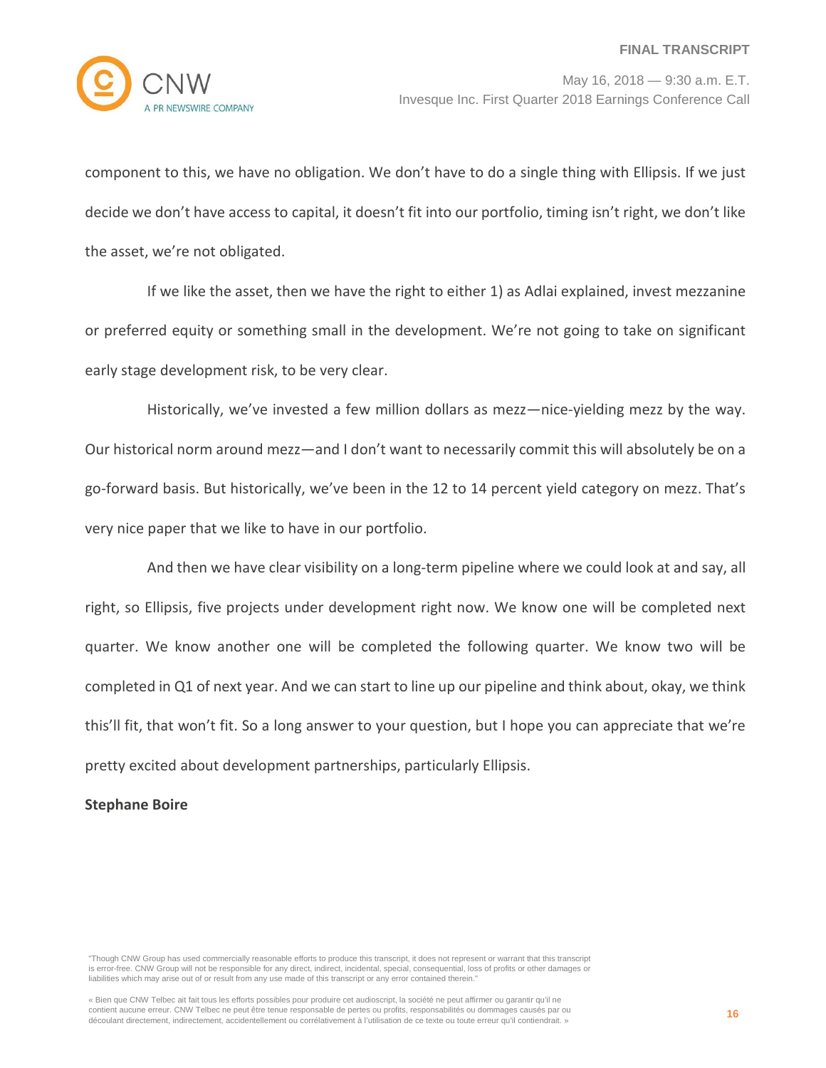component to this, we have no obligation. We don't have to do a single thing with Ellipsis. If we just decide we don't have access to capital, it doesn't fit into our portfolio, timing isn't right, we don't like the asset, we're not obligated.

If we like the asset, then we have the right to either 1) as Adlai explained, invest mezzanine or preferred equity or something small in the development. We're not going to take on significant early stage development risk, to be very clear.

Historically, we've invested a few million dollars as mezz—nice-yielding mezz by the way. Our historical norm around mezz—and I don't want to necessarily commit this will absolutely be on a go-forward basis. But historically, we've been in the 12 to 14 percent yield category on mezz. That's very nice paper that we like to have in our portfolio.

And then we have clear visibility on a long-term pipeline where we could look at and say, all right, so Ellipsis, five projects under development right now. We know one will be completed next quarter. We know another one will be completed the following quarter. We know two will be completed in Q1 of next year. And we can start to line up our pipeline and think about, okay, we think this'll fit, that won't fit. So a long answer to your question, but I hope you can appreciate that we're pretty excited about development partnerships, particularly Ellipsis.

**Stephane Boire**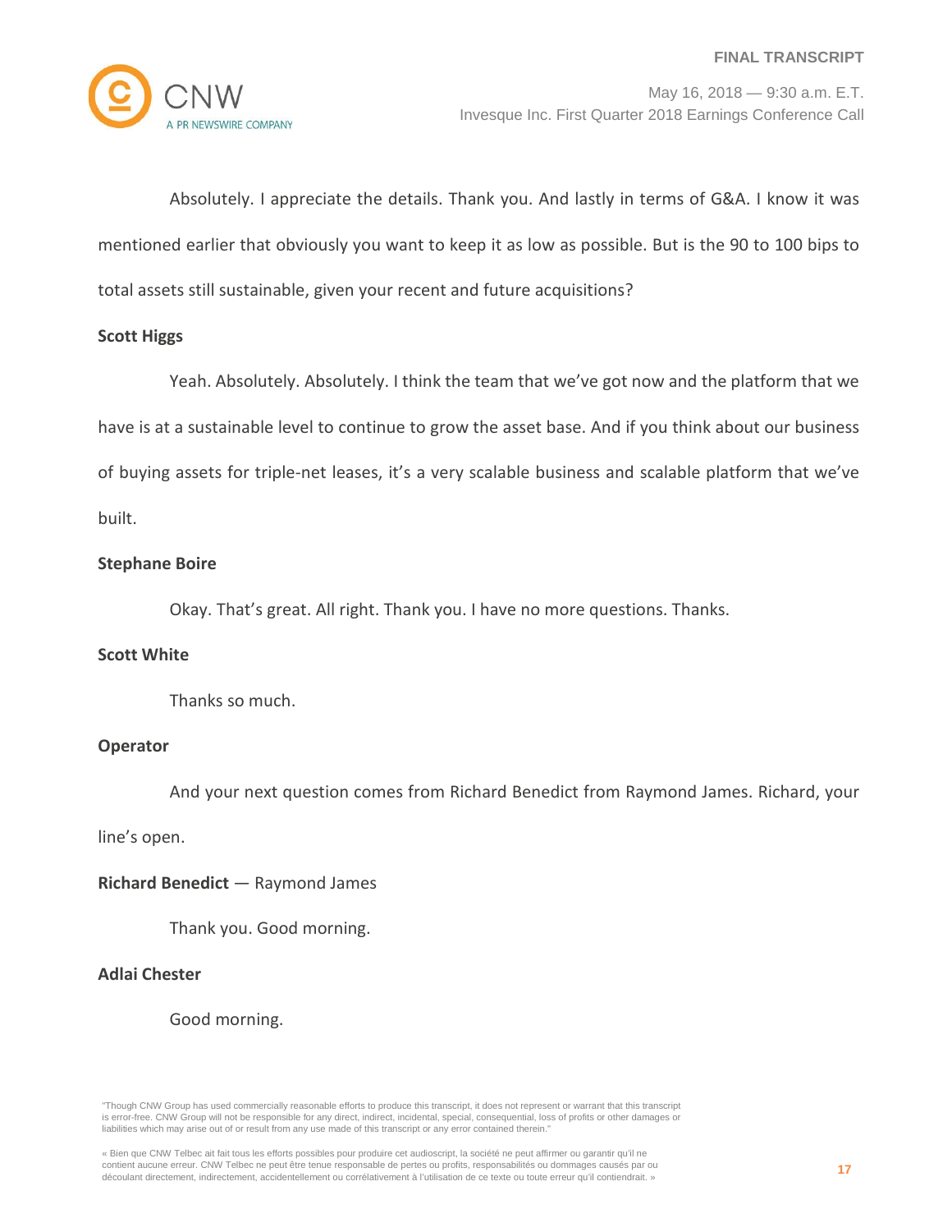Absolutely. I appreciate the details. Thank you. And lastly in terms of G&A. I know it was mentioned earlier that obviously you want to keep it as low as possible. But is the 90 to 100 bips to total assets still sustainable, given your recent and future acquisitions?

**Scott Higgs**

Yeah. Absolutely. Absolutely. I think the team that we've got now and the platform that we have is at a sustainable level to continue to grow the asset base. And if you think about our business of buying assets for triple-net leases, it's a very scalable business and scalable platform that we've built.

**Stephane Boire**

Okay. That's great. All right. Thank you. I have no more questions. Thanks.

**Scott White**

Thanks so much.

**Operator**

And your next question comes from Richard Benedict from Raymond James. Richard, your line's open.

**Richard Benedict** — Raymond James

Thank you. Good morning.

**Adlai Chester**

Good morning.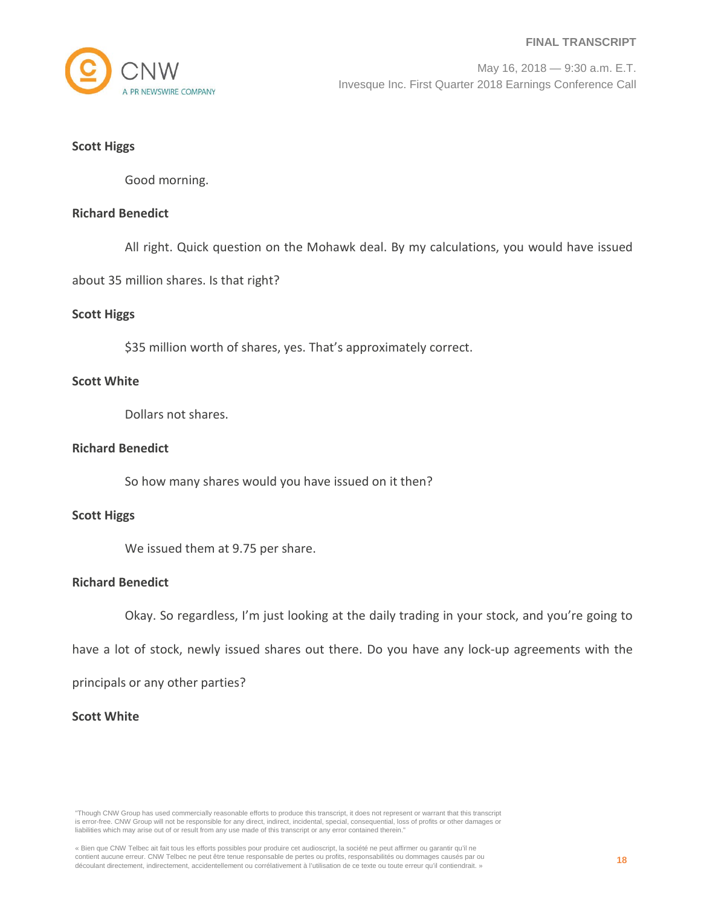**Scott Higgs**

Good morning.

**Richard Benedict**

All right. Quick question on the Mohawk deal. By my calculations, you would have issued about 35 million shares. Is that right?

**Scott Higgs**

$35 million worth of shares, yes. That's approximately correct.

**Scott White**

Dollars not shares.

**Richard Benedict**

So how many shares would you have issued on it then?

**Scott Higgs**

We issued them at 9.75 per share.

**Richard Benedict**

Okay. So regardless, I'm just looking at the daily trading in your stock, and you're going to have a lot of stock, newly issued shares out there. Do you have any lock-up agreements with the principals or any other parties?

**Scott White**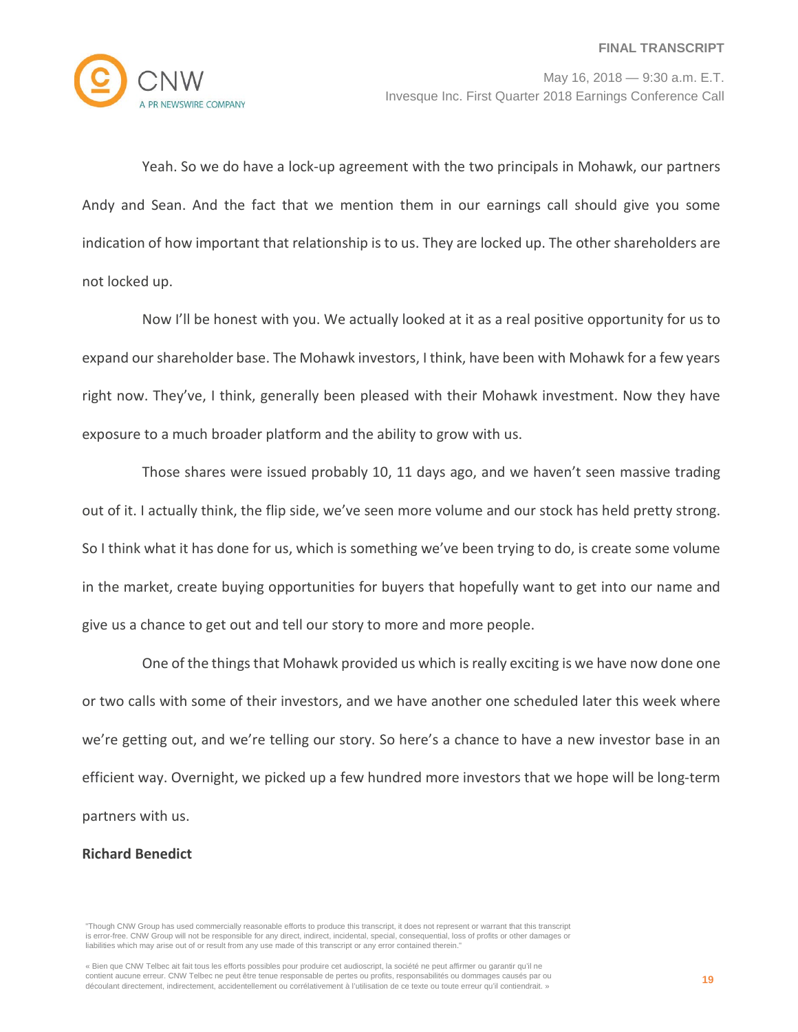Yeah. So we do have a lock-up agreement with the two principals in Mohawk, our partners Andy and Sean. And the fact that we mention them in our earnings call should give you some indication of how important that relationship is to us. They are locked up. The other shareholders are not locked up.

Now I'll be honest with you. We actually looked at it as a real positive opportunity for us to expand our shareholder base. The Mohawk investors, I think, have been with Mohawk for a few years right now. They've, I think, generally been pleased with their Mohawk investment. Now they have exposure to a much broader platform and the ability to grow with us.

Those shares were issued probably 10, 11 days ago, and we haven't seen massive trading out of it. I actually think, the flip side, we've seen more volume and our stock has held pretty strong. So I think what it has done for us, which is something we've been trying to do, is create some volume in the market, create buying opportunities for buyers that hopefully want to get into our name and give us a chance to get out and tell our story to more and more people.

One of the things that Mohawk provided us which is really exciting is we have now done one or two calls with some of their investors, and we have another one scheduled later this week where we're getting out, and we're telling our story. So here's a chance to have a new investor base in an efficient way. Overnight, we picked up a few hundred more investors that we hope will be long-term partners with us.

**Richard Benedict**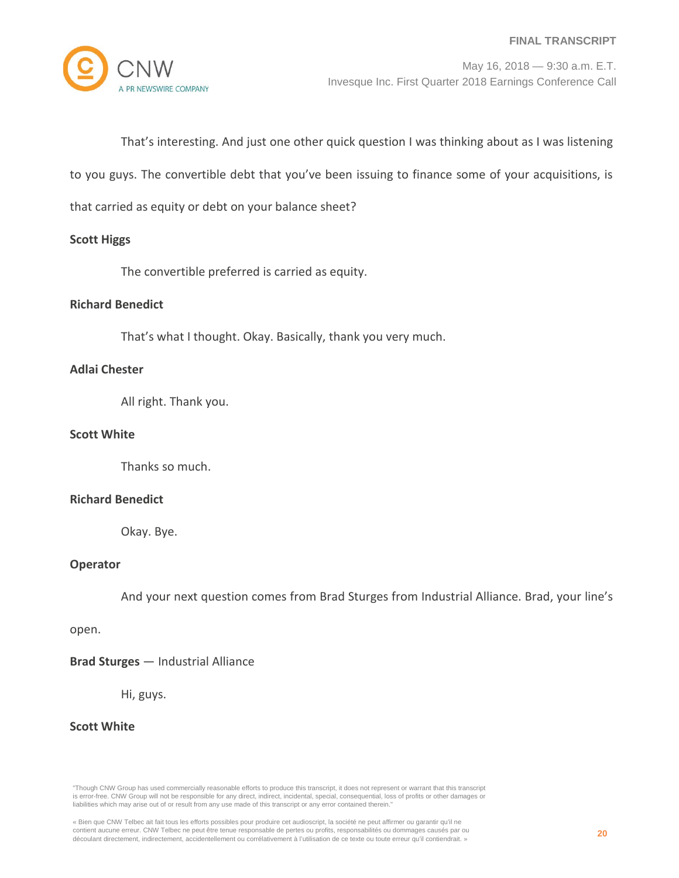That's interesting. And just one other quick question I was thinking about as I was listening to you guys. The convertible debt that you've been issuing to finance some of your acquisitions, is that carried as equity or debt on your balance sheet?

**Scott Higgs**

The convertible preferred is carried as equity.

**Richard Benedict**

That's what I thought. Okay. Basically, thank you very much.

**Adlai Chester**

All right. Thank you.

**Scott White**

Thanks so much.

**Richard Benedict**

Okay. Bye.

**Operator**

And your next question comes from Brad Sturges from Industrial Alliance. Brad, your line's open.

**Brad Sturges** — Industrial Alliance

Hi, guys.

**Scott White**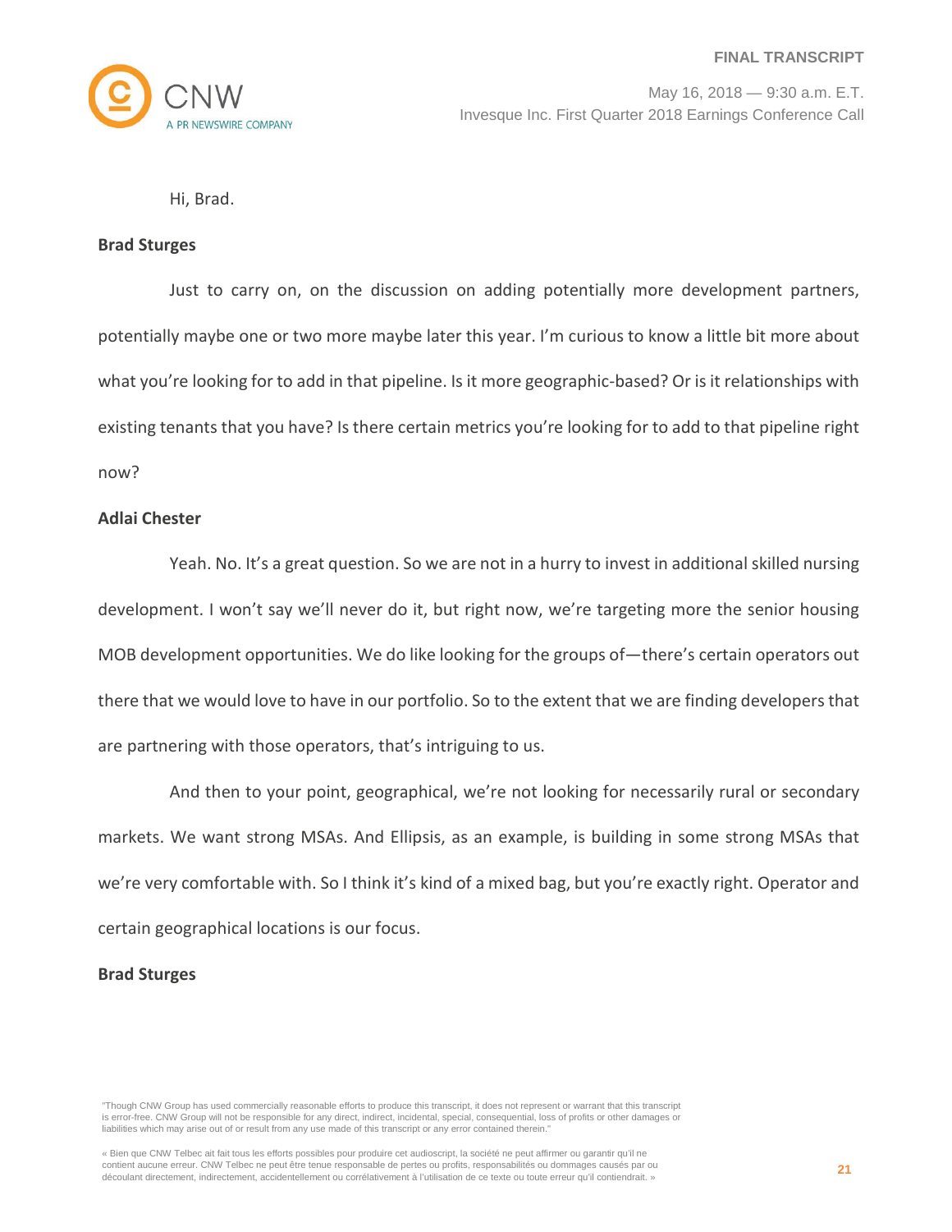Hi, Brad.

**Brad Sturges**

Just to carry on, on the discussion on adding potentially more development partners, potentially maybe one or two more maybe later this year. I'm curious to know a little bit more about what you're looking for to add in that pipeline. Is it more geographic-based? Or is it relationships with existing tenants that you have? Is there certain metrics you're looking for to add to that pipeline right now?

**Adlai Chester**

Yeah. No. It's a great question. So we are not in a hurry to invest in additional skilled nursing development. I won't say we'll never do it, but right now, we're targeting more the senior housing MOB development opportunities. We do like looking for the groups of—there's certain operators out there that we would love to have in our portfolio. So to the extent that we are finding developers that are partnering with those operators, that's intriguing to us.

And then to your point, geographical, we're not looking for necessarily rural or secondary markets. We want strong MSAs. And Ellipsis, as an example, is building in some strong MSAs that we're very comfortable with. So I think it's kind of a mixed bag, but you're exactly right. Operator and certain geographical locations is our focus.

**Brad Sturges**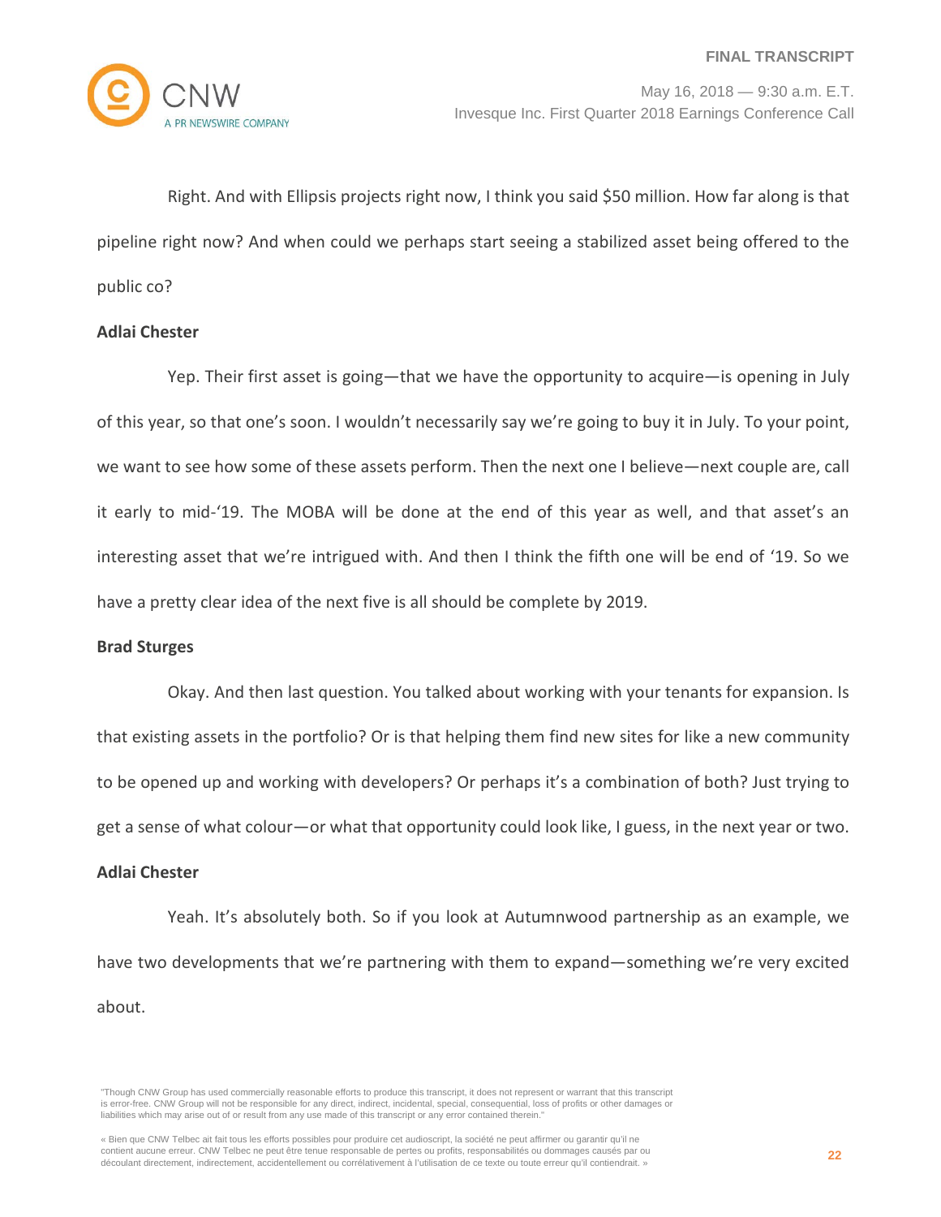Right. And with Ellipsis projects right now, I think you said $50 million. How far along is that pipeline right now? And when could we perhaps start seeing a stabilized asset being offered to the public co?

**Adlai Chester**

Yep. Their first asset is going—that we have the opportunity to acquire—is opening in July of this year, so that one's soon. I wouldn't necessarily say we're going to buy it in July. To your point, we want to see how some of these assets perform. Then the next one I believe—next couple are, call it early to mid-'19. The MOBA will be done at the end of this year as well, and that asset's an interesting asset that we're intrigued with. And then I think the fifth one will be end of '19. So we have a pretty clear idea of the next five is all should be complete by 2019.

**Brad Sturges**

Okay. And then last question. You talked about working with your tenants for expansion. Is that existing assets in the portfolio? Or is that helping them find new sites for like a new community to be opened up and working with developers? Or perhaps it's a combination of both? Just trying to get a sense of what colour—or what that opportunity could look like, I guess, in the next year or two.

**Adlai Chester**

Yeah. It's absolutely both. So if you look at Autumnwood partnership as an example, we have two developments that we're partnering with them to expand—something we're very excited about.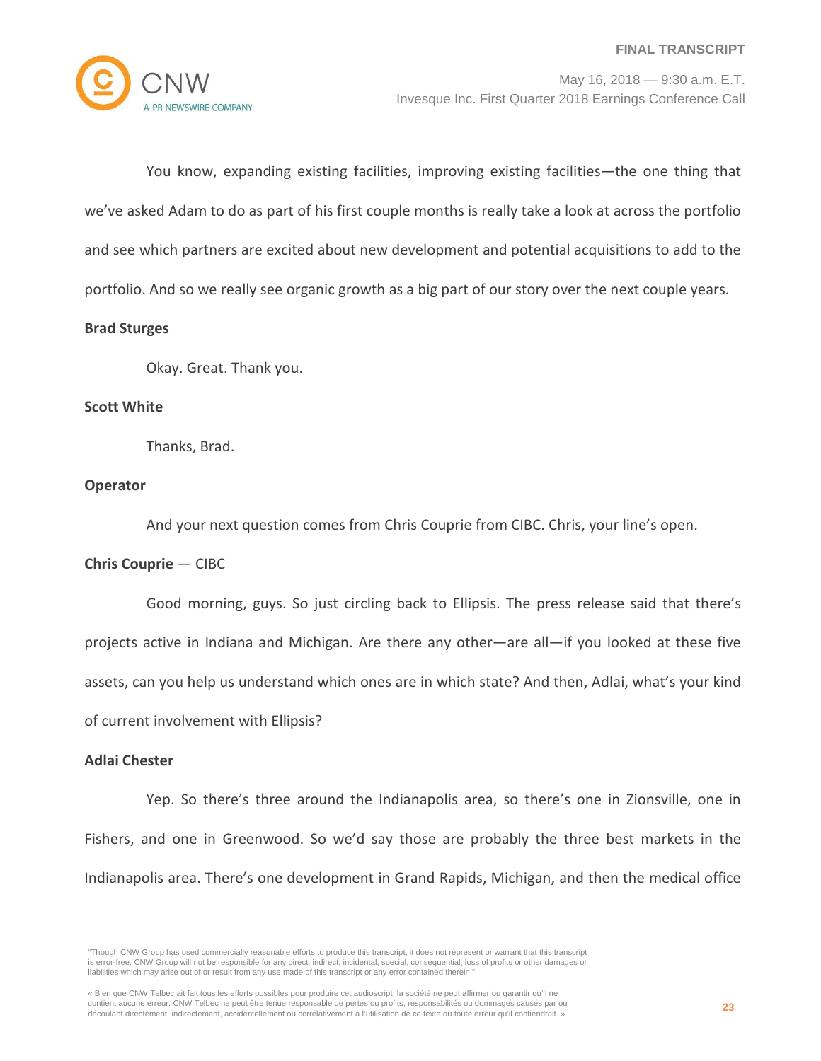You know, expanding existing facilities, improving existing facilities—the one thing that we've asked Adam to do as part of his first couple months is really take a look at across the portfolio and see which partners are excited about new development and potential acquisitions to add to the portfolio. And so we really see organic growth as a big part of our story over the next couple years.

**Brad Sturges**

Okay. Great. Thank you.

**Scott White**

Thanks, Brad.

**Operator**

And your next question comes from Chris Couprie from CIBC. Chris, your line's open.

**Chris Couprie** — CIBC

Good morning, guys. So just circling back to Ellipsis. The press release said that there's projects active in Indiana and Michigan. Are there any other—are all—if you looked at these five assets, can you help us understand which ones are in which state? And then, Adlai, what's your kind of current involvement with Ellipsis?

**Adlai Chester**

Yep. So there's three around the Indianapolis area, so there's one in Zionsville, one in Fishers, and one in Greenwood. So we'd say those are probably the three best markets in the Indianapolis area. There's one development in Grand Rapids, Michigan, and then the medical office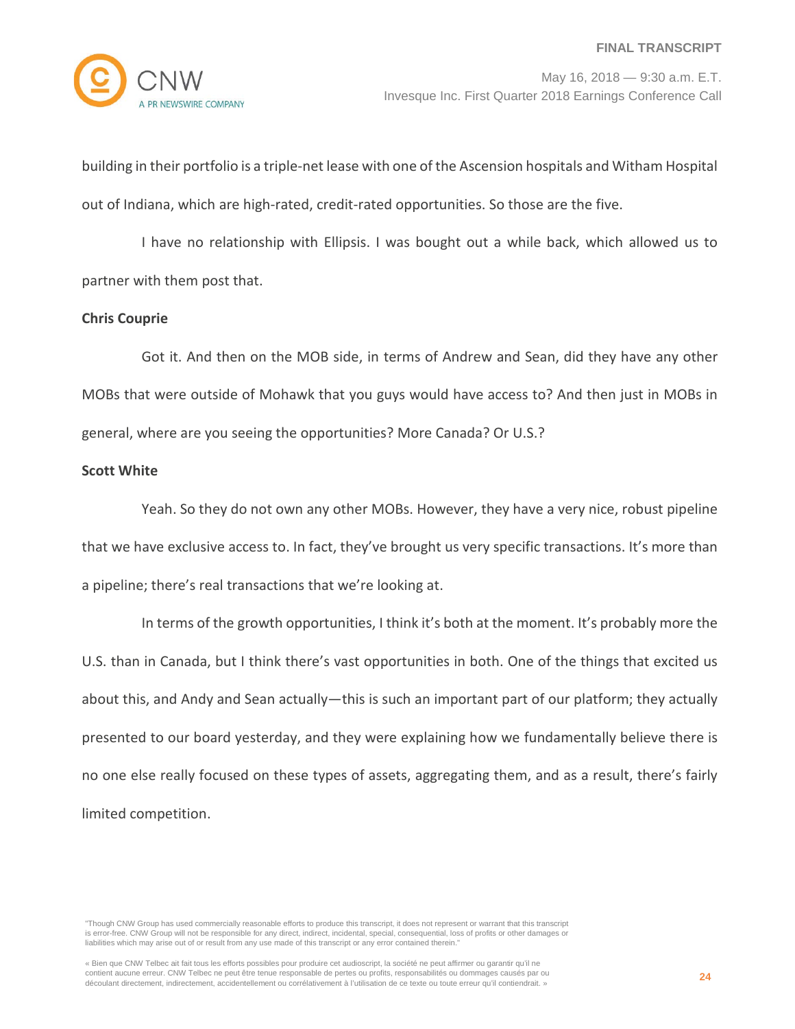building in their portfolio is a triple-net lease with one of the Ascension hospitals and Witham Hospital out of Indiana, which are high-rated, credit-rated opportunities. So those are the five.

I have no relationship with Ellipsis. I was bought out a while back, which allowed us to partner with them post that.

**Chris Couprie**

Got it. And then on the MOB side, in terms of Andrew and Sean, did they have any other MOBs that were outside of Mohawk that you guys would have access to? And then just in MOBs in general, where are you seeing the opportunities? More Canada? Or U.S.?

**Scott White**

Yeah. So they do not own any other MOBs. However, they have a very nice, robust pipeline that we have exclusive access to. In fact, they've brought us very specific transactions. It's more than a pipeline; there's real transactions that we're looking at.

In terms of the growth opportunities, I think it's both at the moment. It's probably more the U.S. than in Canada, but I think there's vast opportunities in both. One of the things that excited us about this, and Andy and Sean actually—this is such an important part of our platform; they actually presented to our board yesterday, and they were explaining how we fundamentally believe there is no one else really focused on these types of assets, aggregating them, and as a result, there's fairly limited competition.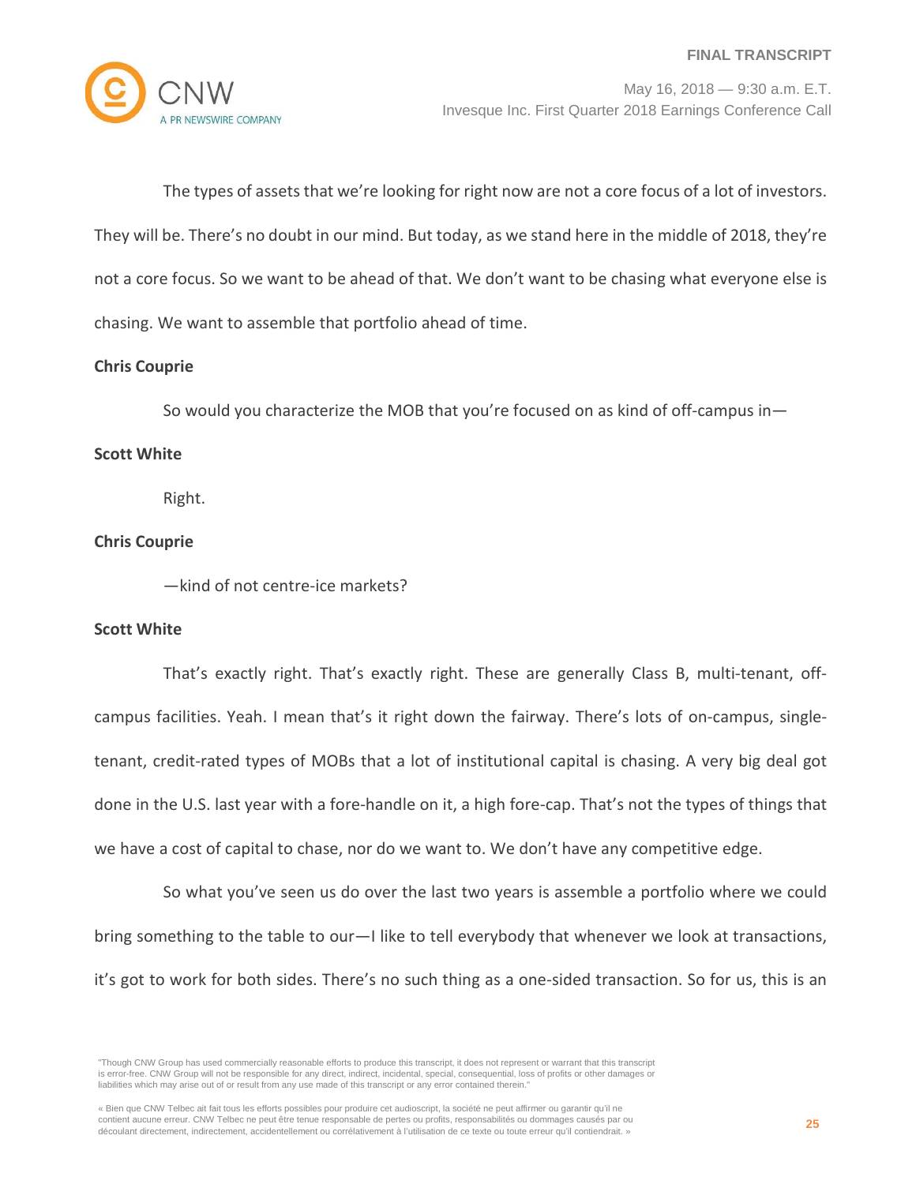The types of assets that we're looking for right now are not a core focus of a lot of investors. They will be. There's no doubt in our mind. But today, as we stand here in the middle of 2018, they're not a core focus. So we want to be ahead of that. We don't want to be chasing what everyone else is chasing. We want to assemble that portfolio ahead of time.

**Chris Couprie**

So would you characterize the MOB that you're focused on as kind of off-campus in—

**Scott White**

Right.

**Chris Couprie**

—kind of not centre-ice markets?

**Scott White**

That's exactly right. That's exactly right. These are generally Class B, multi-tenant, off-campus facilities. Yeah. I mean that's it right down the fairway. There's lots of on-campus, single-tenant, credit-rated types of MOBs that a lot of institutional capital is chasing. A very big deal got done in the U.S. last year with a fore-handle on it, a high fore-cap. That's not the types of things that we have a cost of capital to chase, nor do we want to. We don't have any competitive edge.

So what you've seen us do over the last two years is assemble a portfolio where we could bring something to the table to our—I like to tell everybody that whenever we look at transactions, it's got to work for both sides. There's no such thing as a one-sided transaction. So for us, this is an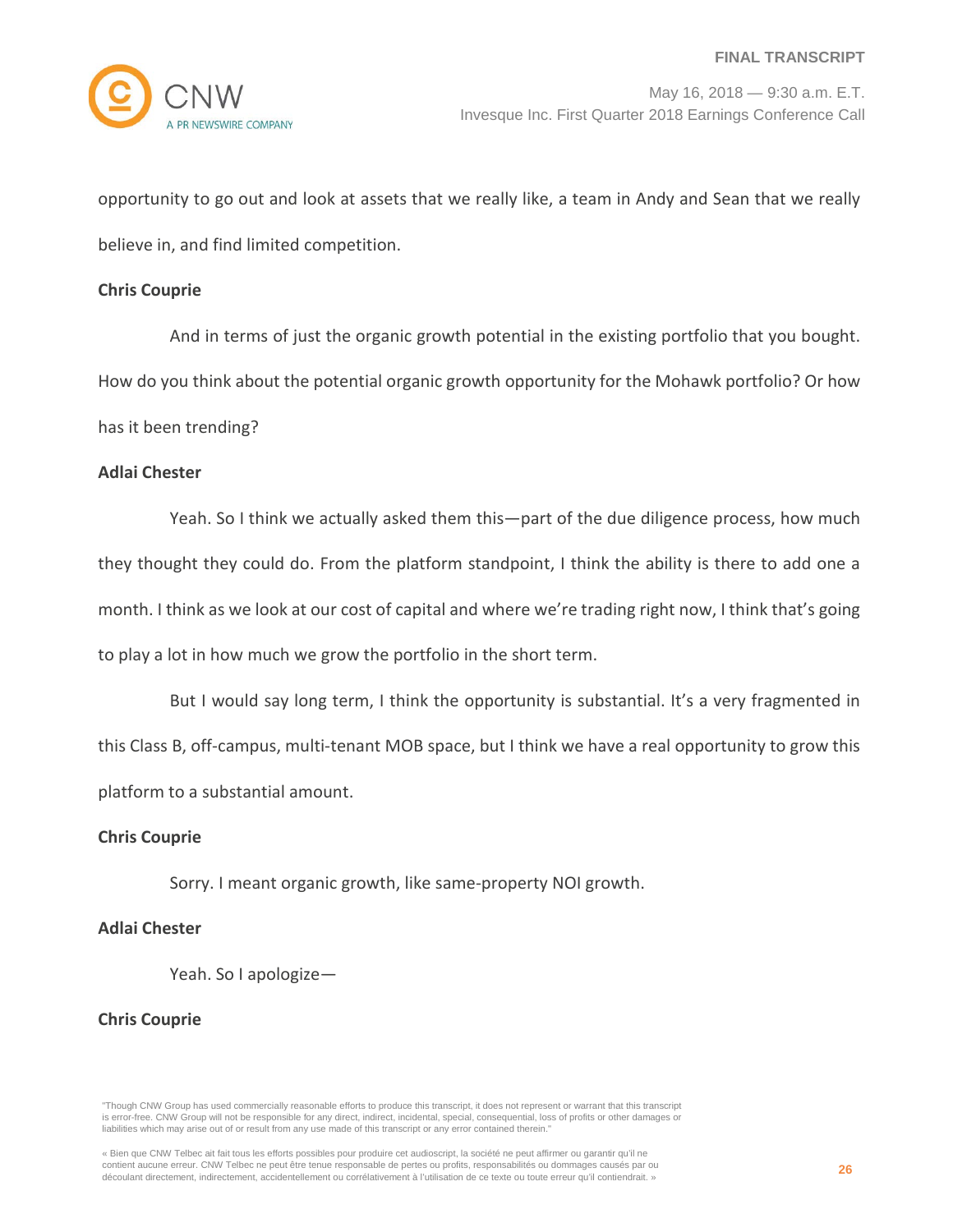opportunity to go out and look at assets that we really like, a team in Andy and Sean that we really believe in, and find limited competition.

**Chris Couprie**

And in terms of just the organic growth potential in the existing portfolio that you bought. How do you think about the potential organic growth opportunity for the Mohawk portfolio? Or how has it been trending?

**Adlai Chester**

Yeah. So I think we actually asked them this—part of the due diligence process, how much they thought they could do. From the platform standpoint, I think the ability is there to add one a month. I think as we look at our cost of capital and where we're trading right now, I think that's going to play a lot in how much we grow the portfolio in the short term.

But I would say long term, I think the opportunity is substantial. It's a very fragmented in this Class B, off-campus, multi-tenant MOB space, but I think we have a real opportunity to grow this platform to a substantial amount.

**Chris Couprie**

Sorry. I meant organic growth, like same-property NOI growth.

**Adlai Chester**

Yeah. So I apologize—

**Chris Couprie**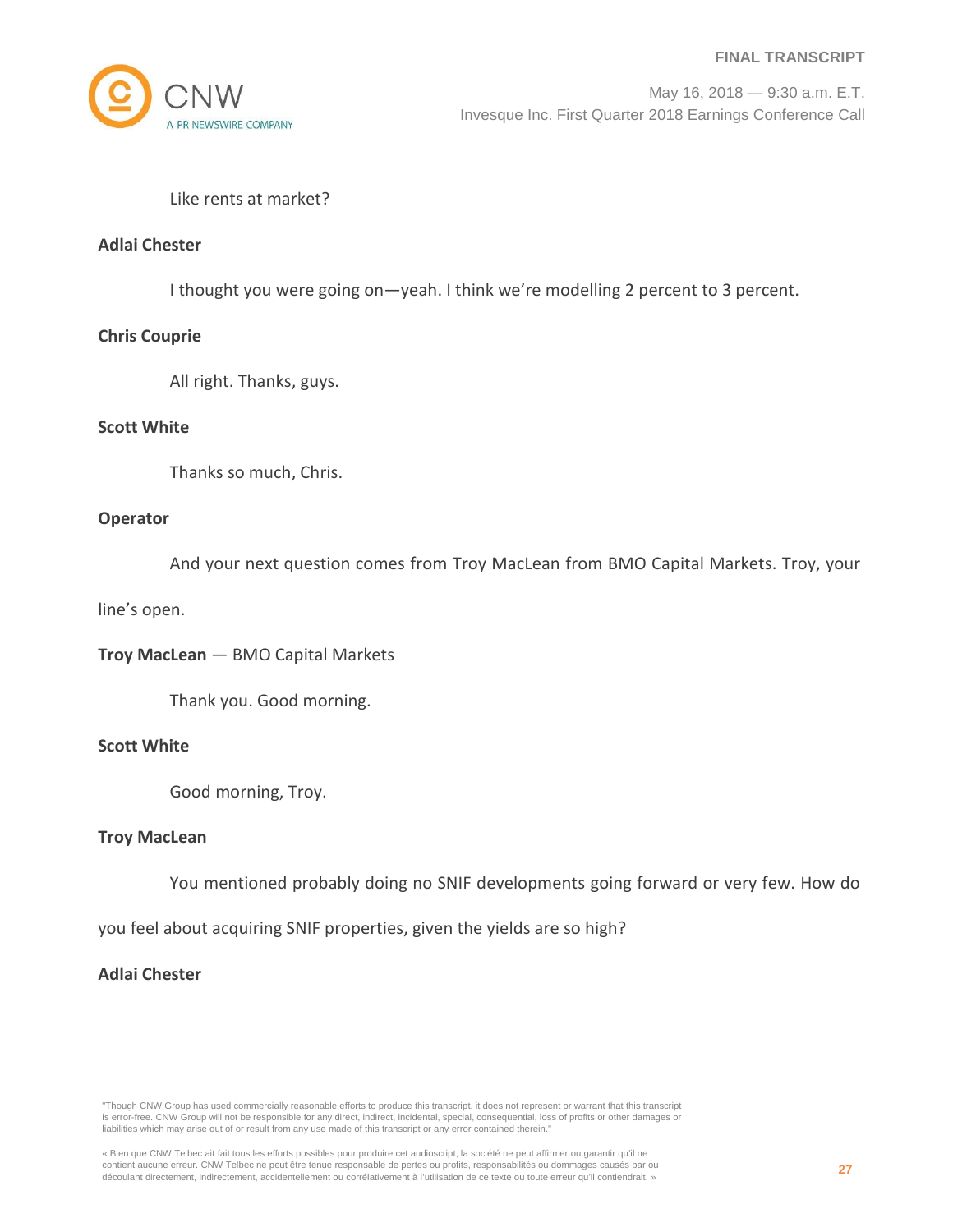Like rents at market?

**Adlai Chester**

I thought you were going on—yeah. I think we're modelling 2 percent to 3 percent.

**Chris Couprie**

All right. Thanks, guys.

**Scott White**

Thanks so much, Chris.

**Operator**

And your next question comes from Troy MacLean from BMO Capital Markets. Troy, your line's open.

**Troy MacLean** — BMO Capital Markets

Thank you. Good morning.

**Scott White**

Good morning, Troy.

**Troy MacLean**

You mentioned probably doing no SNIF developments going forward or very few. How do you feel about acquiring SNIF properties, given the yields are so high?

**Adlai Chester**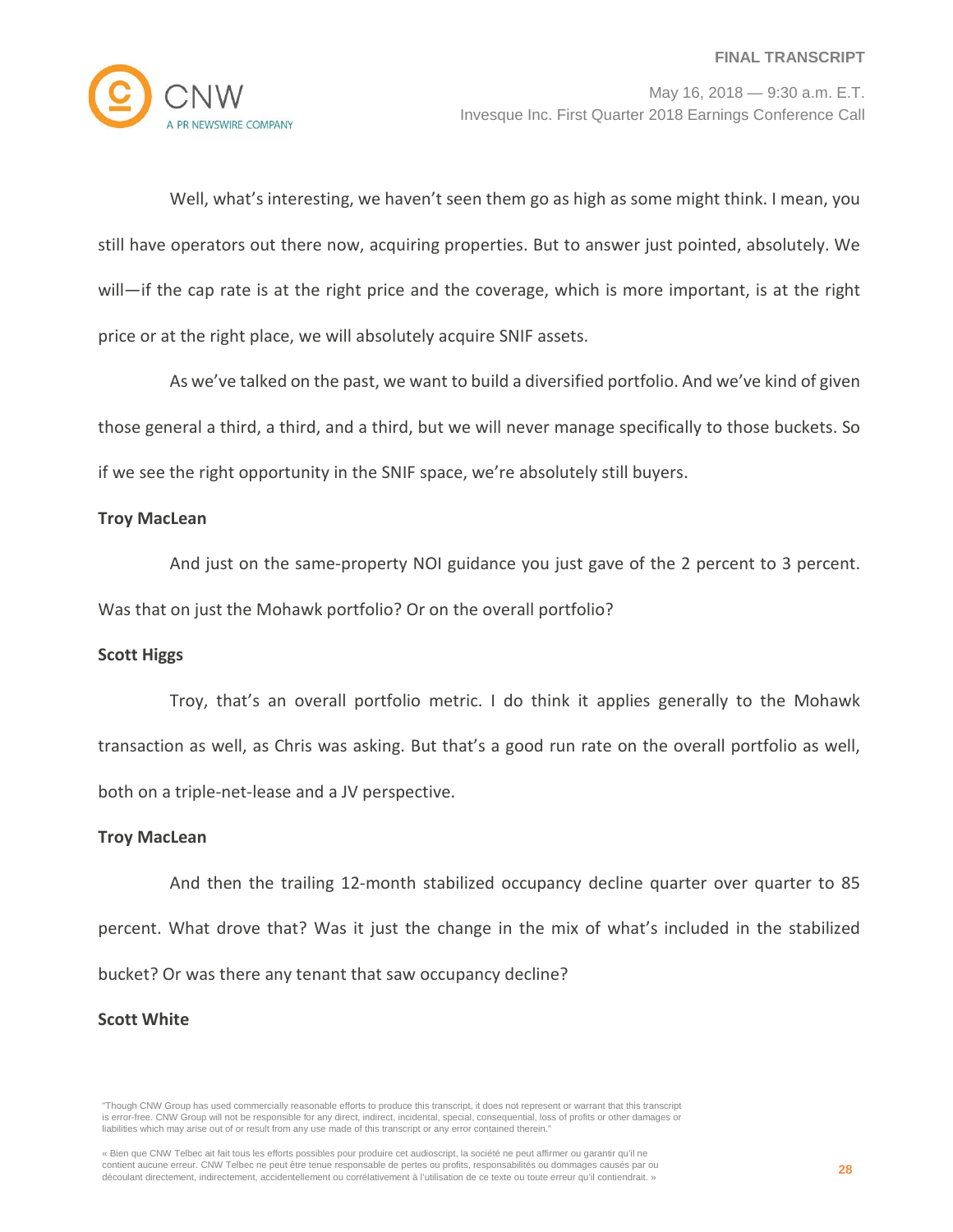Well, what's interesting, we haven't seen them go as high as some might think. I mean, you still have operators out there now, acquiring properties. But to answer just pointed, absolutely. We will—if the cap rate is at the right price and the coverage, which is more important, is at the right price or at the right place, we will absolutely acquire SNIF assets.

As we've talked on the past, we want to build a diversified portfolio. And we've kind of given those general a third, a third, and a third, but we will never manage specifically to those buckets. So if we see the right opportunity in the SNIF space, we're absolutely still buyers.

**Troy MacLean**

And just on the same-property NOI guidance you just gave of the 2 percent to 3 percent. Was that on just the Mohawk portfolio? Or on the overall portfolio?

**Scott Higgs**

Troy, that's an overall portfolio metric. I do think it applies generally to the Mohawk transaction as well, as Chris was asking. But that's a good run rate on the overall portfolio as well, both on a triple-net-lease and a JV perspective.

**Troy MacLean**

And then the trailing 12-month stabilized occupancy decline quarter over quarter to 85 percent. What drove that? Was it just the change in the mix of what's included in the stabilized bucket? Or was there any tenant that saw occupancy decline?

**Scott White**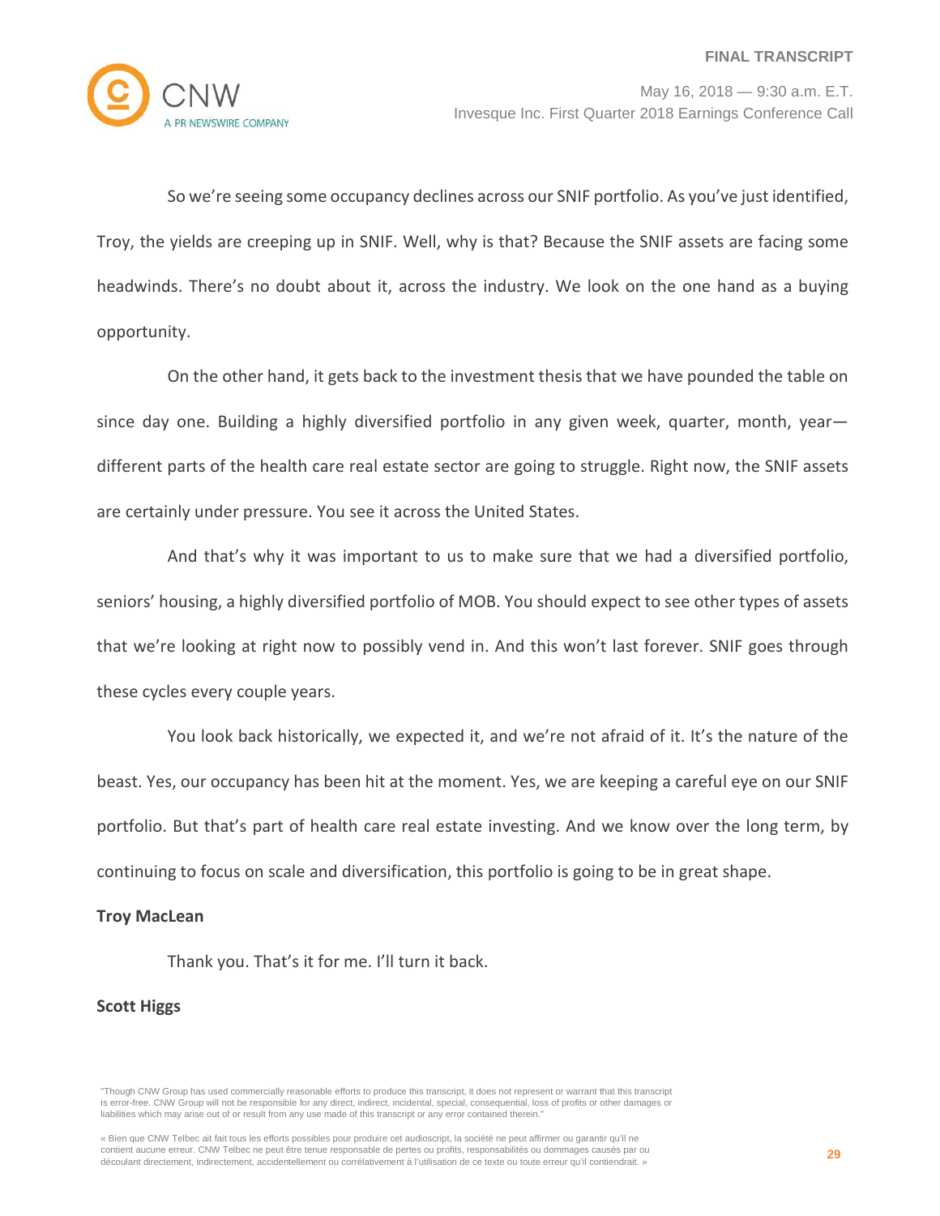So we're seeing some occupancy declines across our SNIF portfolio. As you've just identified, Troy, the yields are creeping up in SNIF. Well, why is that? Because the SNIF assets are facing some headwinds. There's no doubt about it, across the industry. We look on the one hand as a buying opportunity.

On the other hand, it gets back to the investment thesis that we have pounded the table on since day one. Building a highly diversified portfolio in any given week, quarter, month, year—different parts of the health care real estate sector are going to struggle. Right now, the SNIF assets are certainly under pressure. You see it across the United States.

And that's why it was important to us to make sure that we had a diversified portfolio, seniors' housing, a highly diversified portfolio of MOB. You should expect to see other types of assets that we're looking at right now to possibly vend in. And this won't last forever. SNIF goes through these cycles every couple years.

You look back historically, we expected it, and we're not afraid of it. It's the nature of the beast. Yes, our occupancy has been hit at the moment. Yes, we are keeping a careful eye on our SNIF portfolio. But that's part of health care real estate investing. And we know over the long term, by continuing to focus on scale and diversification, this portfolio is going to be in great shape.

**Troy MacLean**

Thank you. That's it for me. I'll turn it back.

**Scott Higgs**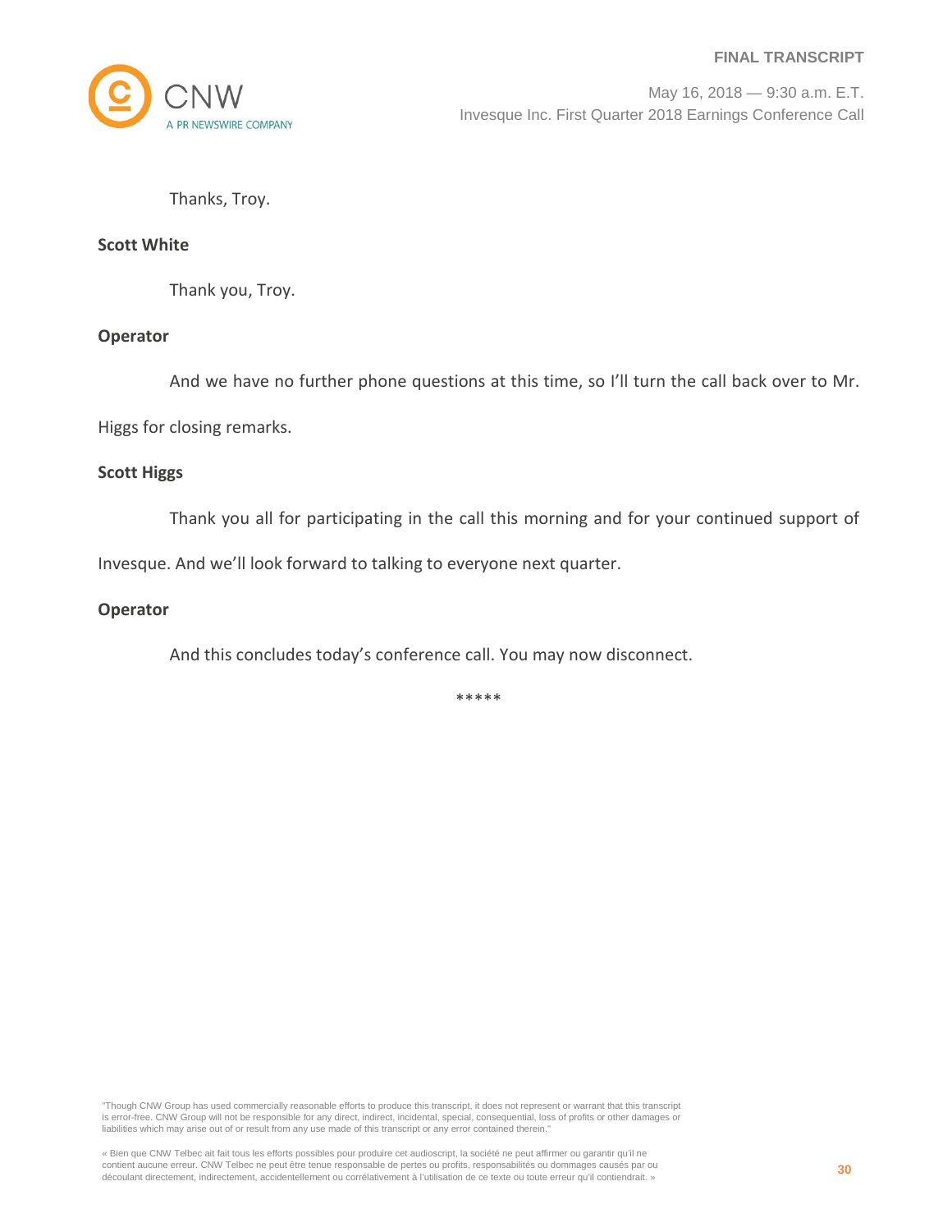Thanks, Troy.

**Scott White**

Thank you, Troy.

**Operator**

And we have no further phone questions at this time, so I'll turn the call back over to Mr. Higgs for closing remarks.

**Scott Higgs**

Thank you all for participating in the call this morning and for your continued support of Invesque. And we'll look forward to talking to everyone next quarter.

**Operator**

And this concludes today's conference call. You may now disconnect.

*****

"Though CNW Group has used commercially reasonable efforts to produce this transcript, it does not represent or warrant that this transcript is error-free. CNW Group will not be responsible for any direct, indirect, incidental, special, consequential, loss of profits or other damages or liabilities which may arise out of or result from any use made of this transcript or any error contained therein."

« Bien que CNW Telbec ait fait tous les efforts possibles pour produire cet audioscript, la société ne peut affirmer ou garantir qu'il ne contient aucune erreur. CNW Telbec ne peut être tenue responsable de pertes ou profits, responsabilités ou dommages causés par ou découlant directement, indirectement, accidentellement ou corrélativement à l'utilisation de ce texte ou toute erreur qu'il contiendrait. »